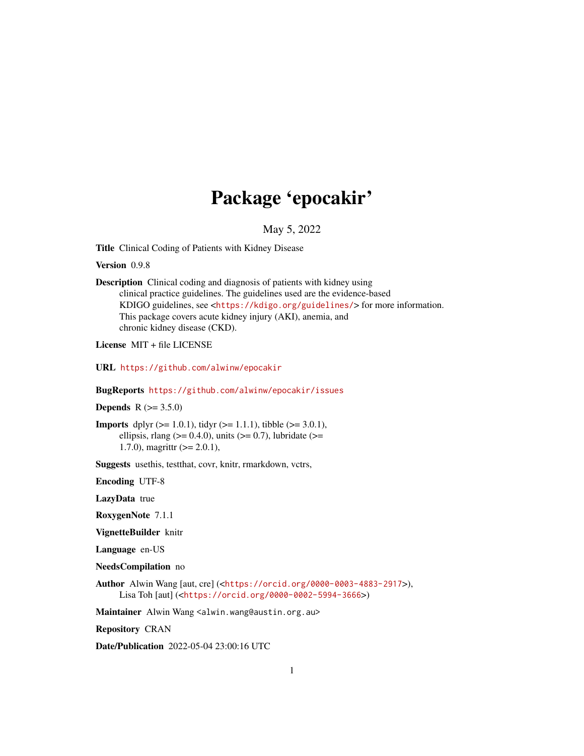# Package 'epocakir'

May 5, 2022

**Title** Clinical Coding of Patients with Kidney Disease

**Version** 0.9.8

**Description** Clinical coding and diagnosis of patients with kidney using clinical practice guidelines. The guidelines used are the evidence-based KDIGO guidelines, see <https://kdigo.org/guidelines/> for more information. This package covers acute kidney injury (AKI), anemia, and chronic kidney disease (CKD).

**License** MIT + file LICENSE

**URL** https://github.com/alwinw/epocakir

**BugReports** https://github.com/alwinw/epocakir/issues

**Depends** R (>= 3.5.0)

**Imports** dplyr (>= 1.0.1), tidyr (>= 1.1.1), tibble (>= 3.0.1), ellipsis, rlang (>= 0.4.0), units (>= 0.7), lubridate (>= 1.7.0), magrittr (>= 2.0.1),

**Suggests** usethis, testthat, covr, knitr, rmarkdown, vctrs,

**Encoding** UTF-8

**LazyData** true

**RoxygenNote** 7.1.1

**VignetteBuilder** knitr

**Language** en-US

**NeedsCompilation** no

**Author** Alwin Wang [aut, cre] (<https://orcid.org/0000-0003-4883-2917>), Lisa Toh [aut] (<https://orcid.org/0000-0002-5994-3666>)

**Maintainer** Alwin Wang <alwin.wang@austin.org.au>

**Repository** CRAN

**Date/Publication** 2022-05-04 23:00:16 UTC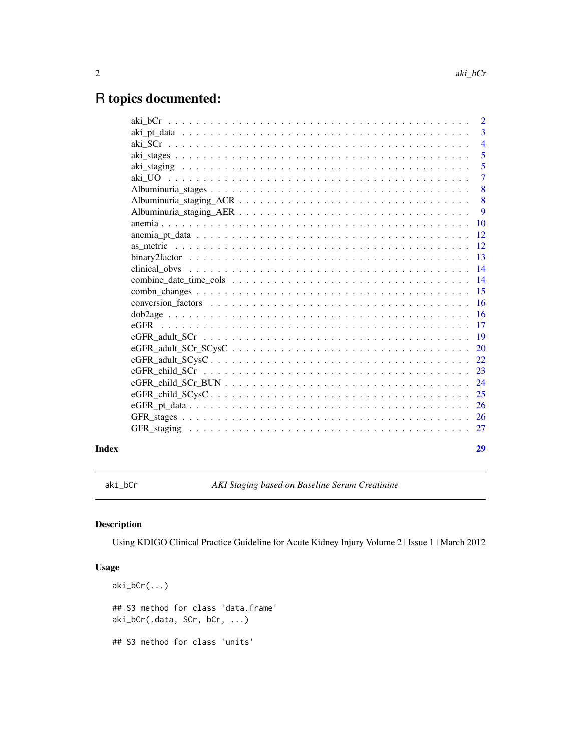# R topics documented:

| | |
|---|---|
| aki_bCr | 2 |
| aki_pt_data | 3 |
| aki_SCr | 4 |
| aki_stages | 5 |
| aki_staging | 5 |
| aki_UO | 7 |
| Albuminuria_stages | 8 |
| Albuminuria_staging_ACR | 8 |
| Albuminuria_staging_AER | 9 |
| anemia | 10 |
| anemia_pt_data | 12 |
| as_metric | 12 |
| binary2factor | 13 |
| clinical_obvs | 14 |
| combine_date_time_cols | 14 |
| combn_changes | 15 |
| conversion_factors | 16 |
| dob2age | 16 |
| eGFR | 17 |
| eGFR_adult_SCr | 19 |
| eGFR_adult_SCr_SCysC | 20 |
| eGFR_adult_SCysC | 22 |
| eGFR_child_SCr | 23 |
| eGFR_child_SCr_BUN | 24 |
| eGFR_child_SCysC | 25 |
| eGFR_pt_data | 26 |
| GFR_stages | 26 |
| GFR_staging | 27 |

**Index** **29**

---

aki_bCr *AKI Staging based on Baseline Serum Creatinine*

---

## Description

Using KDIGO Clinical Practice Guideline for Acute Kidney Injury Volume 2 | Issue 1 | March 2012

## Usage

```
aki_bCr(...)

## S3 method for class 'data.frame'
aki_bCr(.data, SCr, bCr, ...)

## S3 method for class 'units'
```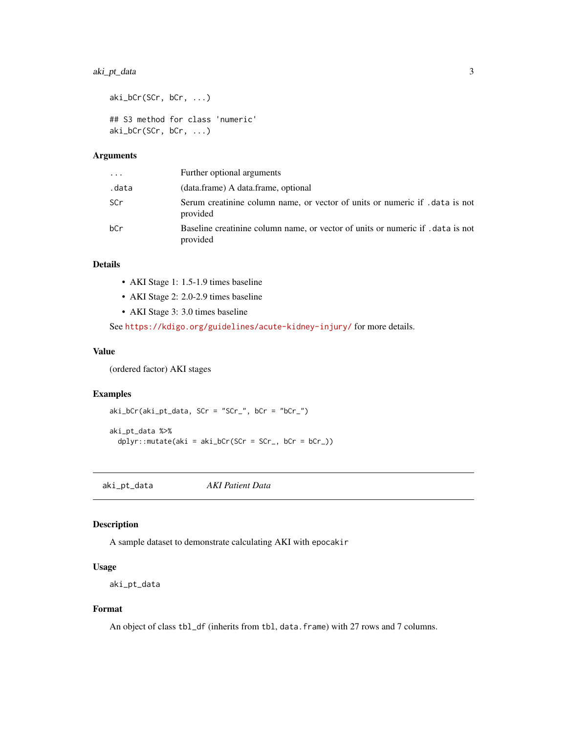```
aki_bCr(SCr, bCr, ...)

## S3 method for class 'numeric'
aki_bCr(SCr, bCr, ...)
```

### Arguments

| | |
|---|---|
| ... | Further optional arguments |
| .data | (data.frame) A data.frame, optional |
| SCr | Serum creatinine column name, or vector of units or numeric if .data is not provided |
| bCr | Baseline creatinine column name, or vector of units or numeric if .data is not provided |

### Details

- AKI Stage 1: 1.5-1.9 times baseline
- AKI Stage 2: 2.0-2.9 times baseline
- AKI Stage 3: 3.0 times baseline

See https://kdigo.org/guidelines/acute-kidney-injury/ for more details.

### Value

(ordered factor) AKI stages

### Examples

```
aki_bCr(aki_pt_data, SCr = "SCr_", bCr = "bCr_")

aki_pt_data %>%
  dplyr::mutate(aki = aki_bCr(SCr = SCr_, bCr = bCr_))
```

## aki_pt_data — *AKI Patient Data*

### Description

A sample dataset to demonstrate calculating AKI with epocakir

### Usage

```
aki_pt_data
```

### Format

An object of class tbl_df (inherits from tbl, data.frame) with 27 rows and 7 columns.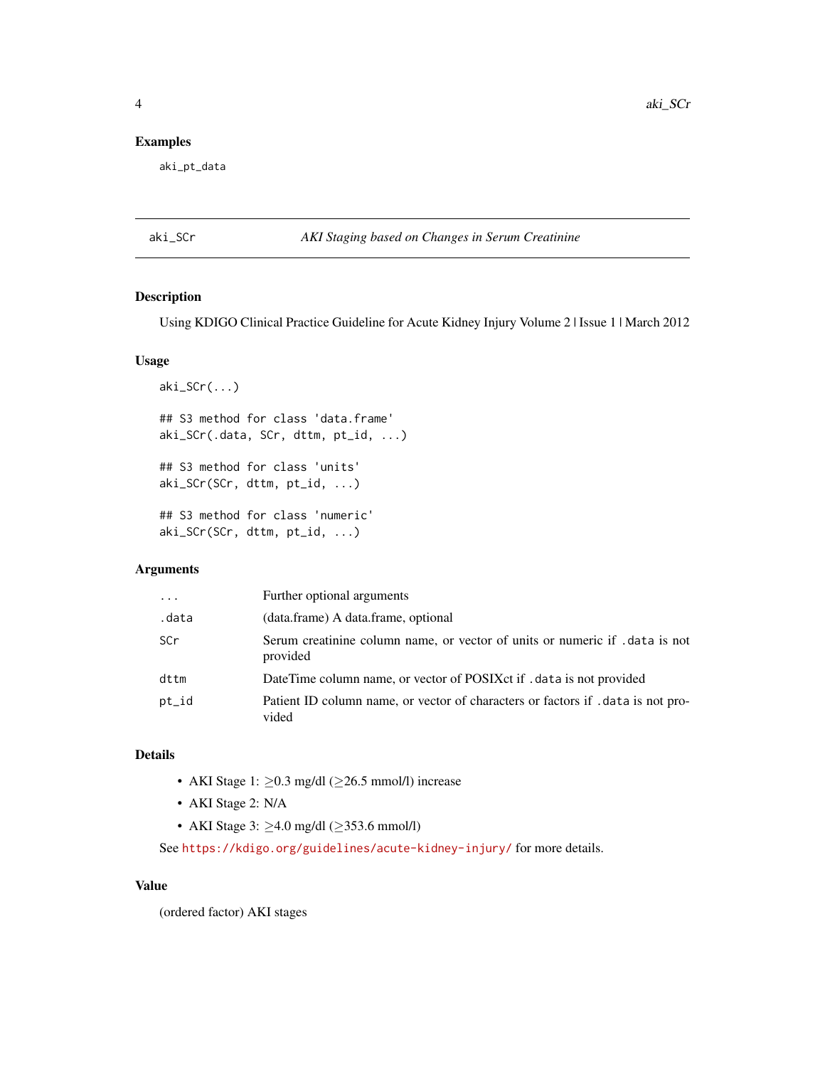## Examples

```
aki_pt_data
```

---

## aki_SCr — *AKI Staging based on Changes in Serum Creatinine*

### Description

Using KDIGO Clinical Practice Guideline for Acute Kidney Injury Volume 2 | Issue 1 | March 2012

### Usage

```
aki_SCr(...)

## S3 method for class 'data.frame'
aki_SCr(.data, SCr, dttm, pt_id, ...)

## S3 method for class 'units'
aki_SCr(SCr, dttm, pt_id, ...)

## S3 method for class 'numeric'
aki_SCr(SCr, dttm, pt_id, ...)
```

### Arguments

| | |
|---|---|
| `...` | Further optional arguments |
| `.data` | (data.frame) A data.frame, optional |
| `SCr` | Serum creatinine column name, or vector of units or numeric if `.data` is not provided |
| `dttm` | DateTime column name, or vector of POSIXct if `.data` is not provided |
| `pt_id` | Patient ID column name, or vector of characters or factors if `.data` is not provided |

### Details

- AKI Stage 1: $\geq$0.3 mg/dl ($\geq$26.5 mmol/l) increase
- AKI Stage 2: N/A
- AKI Stage 3: $\geq$4.0 mg/dl ($\geq$353.6 mmol/l)

See https://kdigo.org/guidelines/acute-kidney-injury/ for more details.

### Value

(ordered factor) AKI stages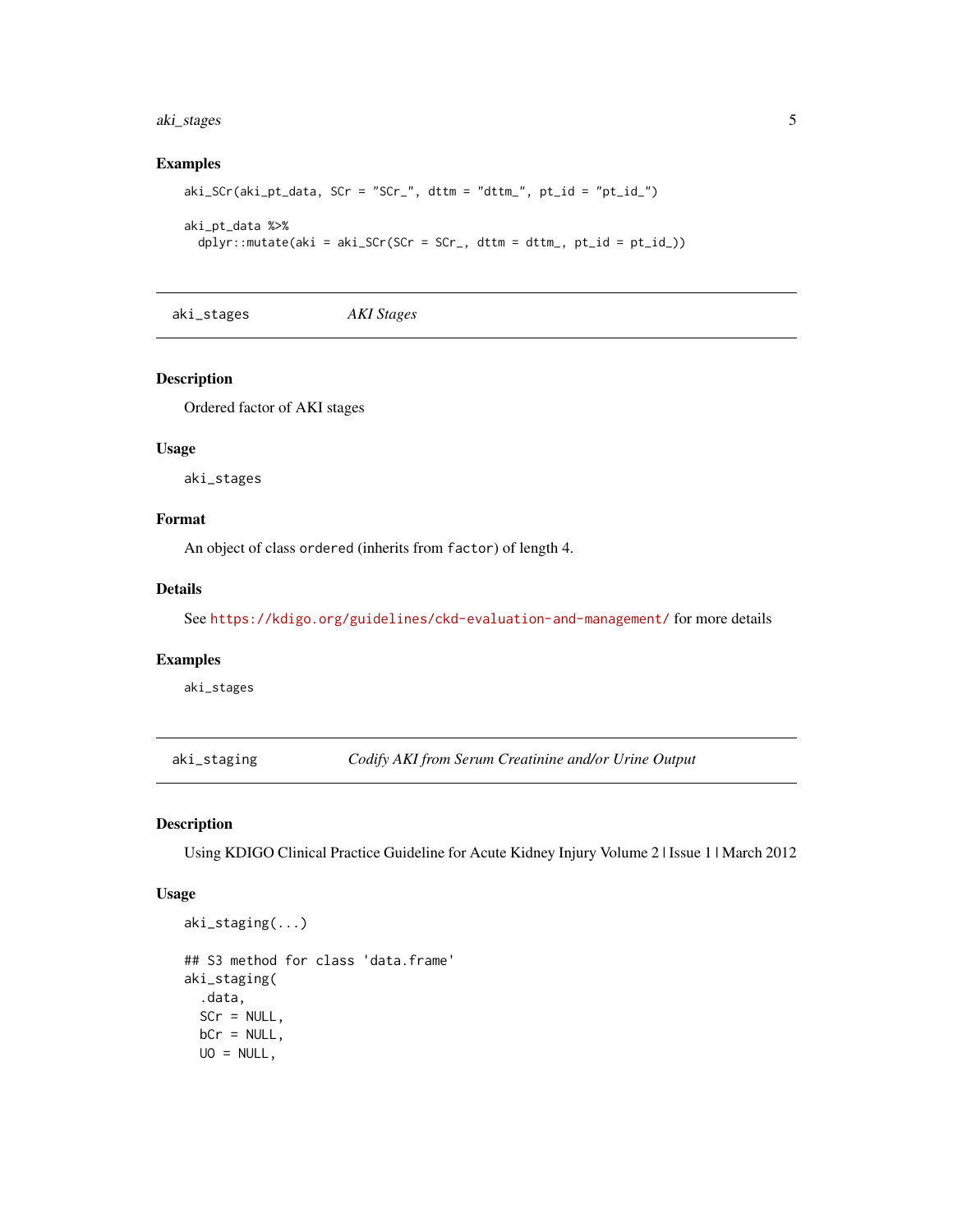## Examples

```
aki_SCr(aki_pt_data, SCr = "SCr_", dttm = "dttm_", pt_id = "pt_id_")

aki_pt_data %>%
  dplyr::mutate(aki = aki_SCr(SCr = SCr_, dttm = dttm_, pt_id = pt_id_))
```

---

# aki_stages — *AKI Stages*

## Description

Ordered factor of AKI stages

## Usage

```
aki_stages
```

## Format

An object of class `ordered` (inherits from `factor`) of length 4.

## Details

See https://kdigo.org/guidelines/ckd-evaluation-and-management/ for more details

## Examples

```
aki_stages
```

---

# aki_staging — *Codify AKI from Serum Creatinine and/or Urine Output*

## Description

Using KDIGO Clinical Practice Guideline for Acute Kidney Injury Volume 2 | Issue 1 | March 2012

## Usage

```
aki_staging(...)

## S3 method for class 'data.frame'
aki_staging(
  .data,
  SCr = NULL,
  bCr = NULL,
  UO = NULL,
```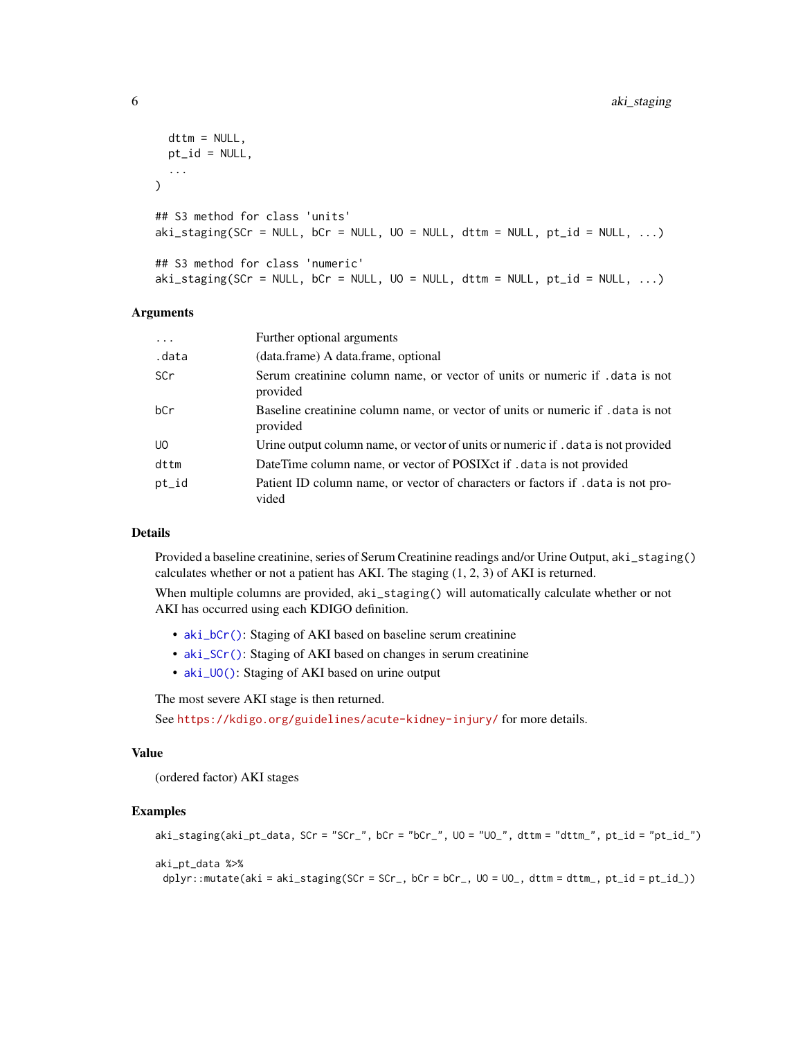```
  dttm = NULL,
  pt_id = NULL,
  ...
)

## S3 method for class 'units'
aki_staging(SCr = NULL, bCr = NULL, UO = NULL, dttm = NULL, pt_id = NULL, ...)

## S3 method for class 'numeric'
aki_staging(SCr = NULL, bCr = NULL, UO = NULL, dttm = NULL, pt_id = NULL, ...)
```

### Arguments

| | |
|---|---|
| `...` | Further optional arguments |
| `.data` | (data.frame) A data.frame, optional |
| `SCr` | Serum creatinine column name, or vector of units or numeric if `.data` is not provided |
| `bCr` | Baseline creatinine column name, or vector of units or numeric if `.data` is not provided |
| `UO` | Urine output column name, or vector of units or numeric if `.data` is not provided |
| `dttm` | DateTime column name, or vector of POSIXct if `.data` is not provided |
| `pt_id` | Patient ID column name, or vector of characters or factors if `.data` is not provided |

### Details

Provided a baseline creatinine, series of Serum Creatinine readings and/or Urine Output, `aki_staging()` calculates whether or not a patient has AKI. The staging (1, 2, 3) of AKI is returned.

When multiple columns are provided, `aki_staging()` will automatically calculate whether or not AKI has occurred using each KDIGO definition.

- `aki_bCr()`: Staging of AKI based on baseline serum creatinine
- `aki_SCr()`: Staging of AKI based on changes in serum creatinine
- `aki_UO()`: Staging of AKI based on urine output

The most severe AKI stage is then returned.

See https://kdigo.org/guidelines/acute-kidney-injury/ for more details.

### Value

(ordered factor) AKI stages

### Examples

```
aki_staging(aki_pt_data, SCr = "SCr_", bCr = "bCr_", UO = "UO_", dttm = "dttm_", pt_id = "pt_id_")

aki_pt_data %>%
  dplyr::mutate(aki = aki_staging(SCr = SCr_, bCr = bCr_, UO = UO_, dttm = dttm_, pt_id = pt_id_))
```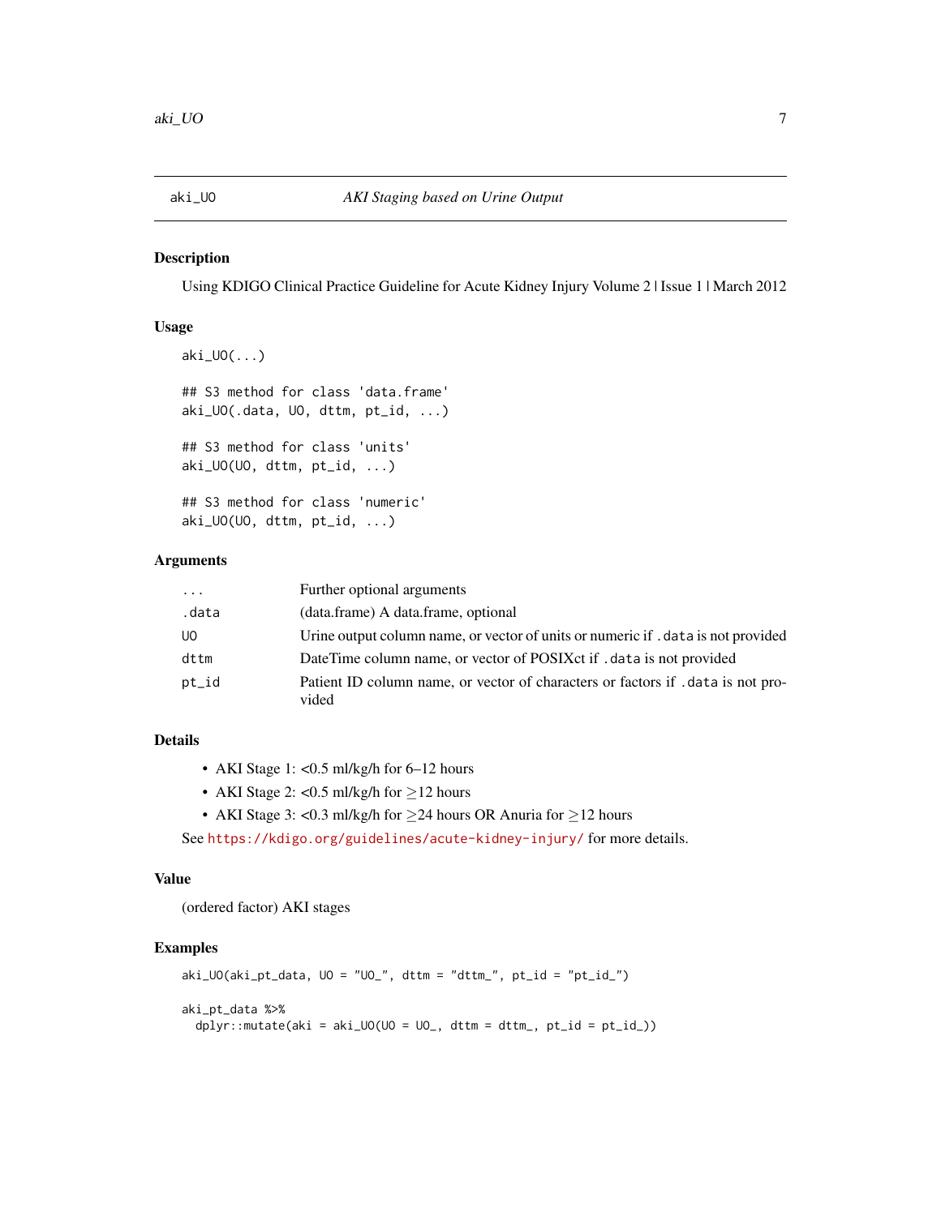## aki_UO — *AKI Staging based on Urine Output*

### Description

Using KDIGO Clinical Practice Guideline for Acute Kidney Injury Volume 2 | Issue 1 | March 2012

### Usage

```
aki_UO(...)

## S3 method for class 'data.frame'
aki_UO(.data, UO, dttm, pt_id, ...)

## S3 method for class 'units'
aki_UO(UO, dttm, pt_id, ...)

## S3 method for class 'numeric'
aki_UO(UO, dttm, pt_id, ...)
```

### Arguments

| | |
|---|---|
| `...` | Further optional arguments |
| `.data` | (data.frame) A data.frame, optional |
| `UO` | Urine output column name, or vector of units or numeric if `.data` is not provided |
| `dttm` | DateTime column name, or vector of POSIXct if `.data` is not provided |
| `pt_id` | Patient ID column name, or vector of characters or factors if `.data` is not provided |

### Details

- AKI Stage 1: <0.5 ml/kg/h for 6–12 hours
- AKI Stage 2: <0.5 ml/kg/h for $\geq$12 hours
- AKI Stage 3: <0.3 ml/kg/h for $\geq$24 hours OR Anuria for $\geq$12 hours

See https://kdigo.org/guidelines/acute-kidney-injury/ for more details.

### Value

(ordered factor) AKI stages

### Examples

```
aki_UO(aki_pt_data, UO = "UO_", dttm = "dttm_", pt_id = "pt_id_")

aki_pt_data %>%
  dplyr::mutate(aki = aki_UO(UO = UO_, dttm = dttm_, pt_id = pt_id_))
```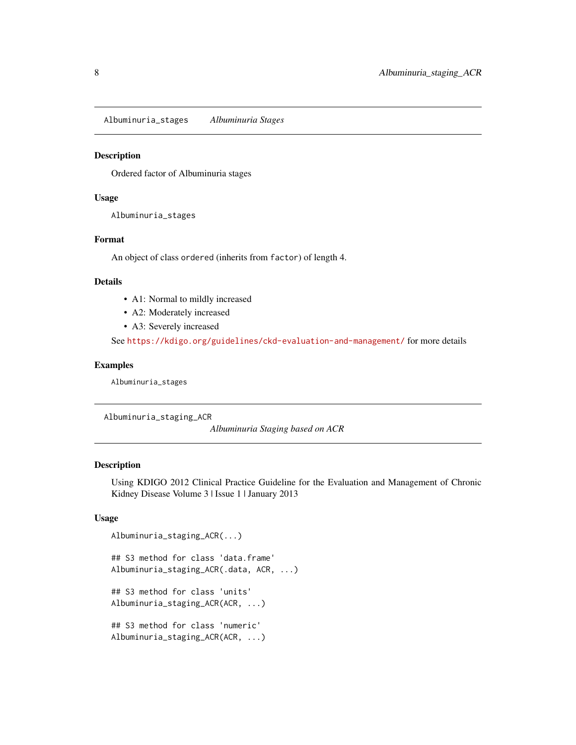## Albuminuria_stages *Albuminuria Stages*

### Description

Ordered factor of Albuminuria stages

### Usage

```
Albuminuria_stages
```

### Format

An object of class `ordered` (inherits from `factor`) of length 4.

### Details

- A1: Normal to mildly increased
- A2: Moderately increased
- A3: Severely increased

See https://kdigo.org/guidelines/ckd-evaluation-and-management/ for more details

### Examples

```
Albuminuria_stages
```

## Albuminuria_staging_ACR *Albuminuria Staging based on ACR*

### Description

Using KDIGO 2012 Clinical Practice Guideline for the Evaluation and Management of Chronic Kidney Disease Volume 3 | Issue 1 | January 2013

### Usage

```
Albuminuria_staging_ACR(...)

## S3 method for class 'data.frame'
Albuminuria_staging_ACR(.data, ACR, ...)

## S3 method for class 'units'
Albuminuria_staging_ACR(ACR, ...)

## S3 method for class 'numeric'
Albuminuria_staging_ACR(ACR, ...)
```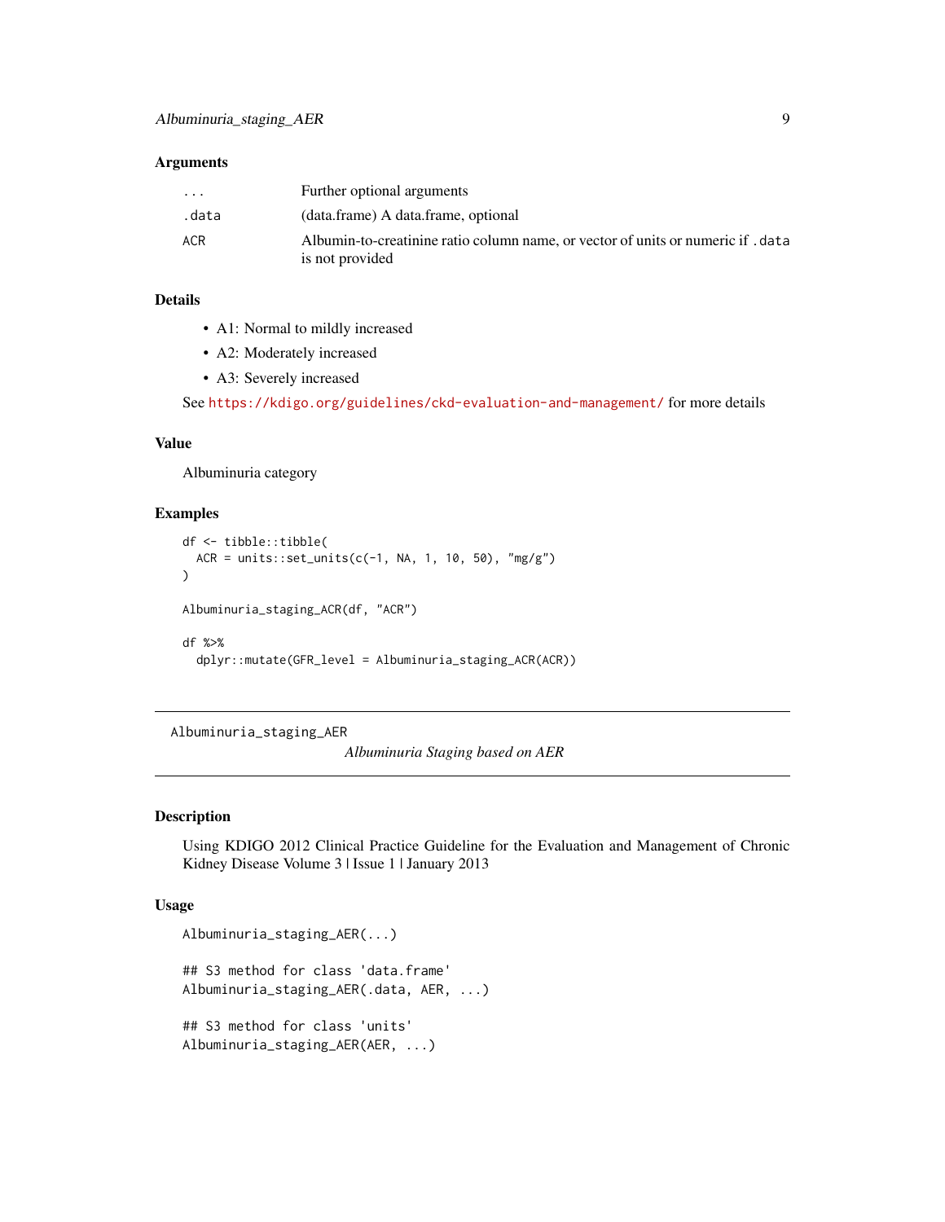### Arguments

| | |
|---|---|
| ... | Further optional arguments |
| .data | (data.frame) A data.frame, optional |
| ACR | Albumin-to-creatinine ratio column name, or vector of units or numeric if .data is not provided |

### Details

- A1: Normal to mildly increased
- A2: Moderately increased
- A3: Severely increased

See https://kdigo.org/guidelines/ckd-evaluation-and-management/ for more details

### Value

Albuminuria category

### Examples

```
df <- tibble::tibble(
  ACR = units::set_units(c(-1, NA, 1, 10, 50), "mg/g")
)

Albuminuria_staging_ACR(df, "ACR")

df %>%
  dplyr::mutate(GFR_level = Albuminuria_staging_ACR(ACR))
```

---

## Albuminuria_staging_AER

*Albuminuria Staging based on AER*

---

### Description

Using KDIGO 2012 Clinical Practice Guideline for the Evaluation and Management of Chronic Kidney Disease Volume 3 | Issue 1 | January 2013

### Usage

```
Albuminuria_staging_AER(...)

## S3 method for class 'data.frame'
Albuminuria_staging_AER(.data, AER, ...)

## S3 method for class 'units'
Albuminuria_staging_AER(AER, ...)
```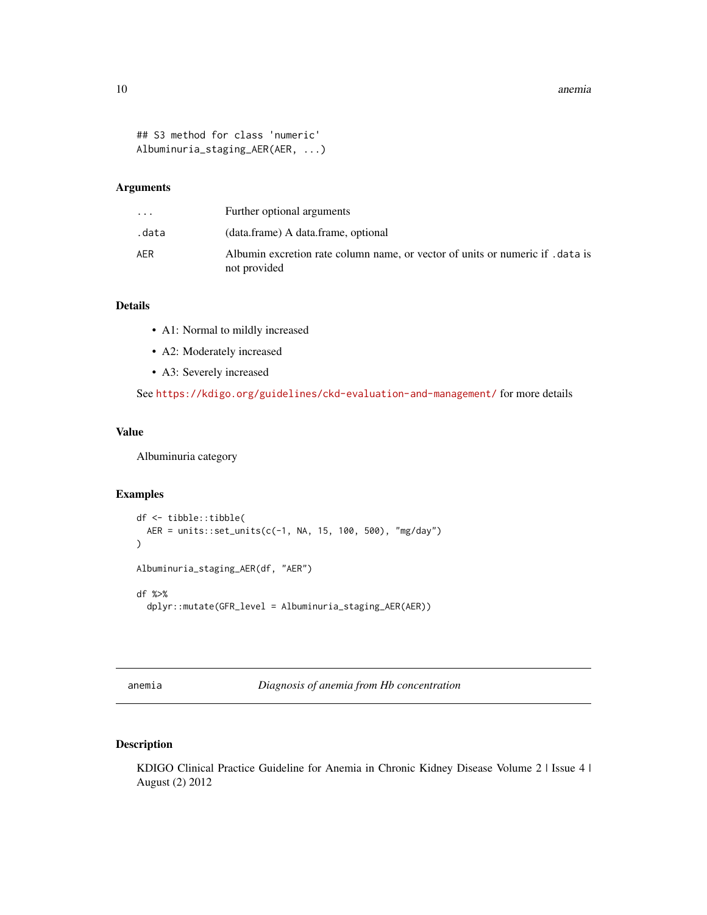```
## S3 method for class 'numeric'
Albuminuria_staging_AER(AER, ...)
```

### Arguments

| | |
|---|---|
| ... | Further optional arguments |
| .data | (data.frame) A data.frame, optional |
| AER | Albumin excretion rate column name, or vector of units or numeric if .data is not provided |

### Details

- A1: Normal to mildly increased
- A2: Moderately increased
- A3: Severely increased

See https://kdigo.org/guidelines/ckd-evaluation-and-management/ for more details

### Value

Albuminuria category

### Examples

```
df <- tibble::tibble(
  AER = units::set_units(c(-1, NA, 15, 100, 500), "mg/day")
)

Albuminuria_staging_AER(df, "AER")

df %>%
  dplyr::mutate(GFR_level = Albuminuria_staging_AER(AER))
```

---

## anemia — *Diagnosis of anemia from Hb concentration*

---

### Description

KDIGO Clinical Practice Guideline for Anemia in Chronic Kidney Disease Volume 2 | Issue 4 | August (2) 2012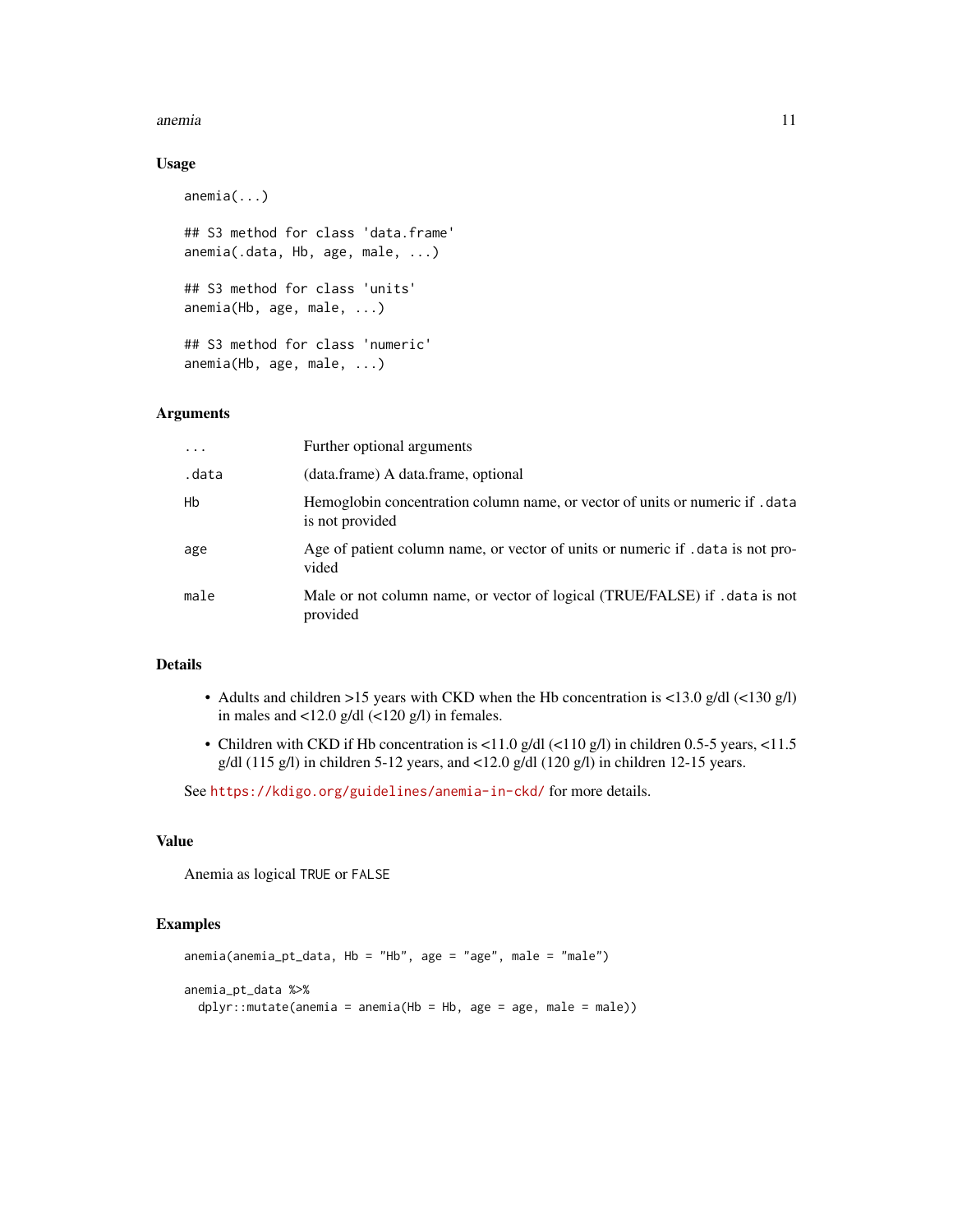### Usage

```
anemia(...)

## S3 method for class 'data.frame'
anemia(.data, Hb, age, male, ...)

## S3 method for class 'units'
anemia(Hb, age, male, ...)

## S3 method for class 'numeric'
anemia(Hb, age, male, ...)
```

### Arguments

| | |
|---|---|
| `...` | Further optional arguments |
| `.data` | (data.frame) A data.frame, optional |
| `Hb` | Hemoglobin concentration column name, or vector of units or numeric if `.data` is not provided |
| `age` | Age of patient column name, or vector of units or numeric if `.data` is not provided |
| `male` | Male or not column name, or vector of logical (TRUE/FALSE) if `.data` is not provided |

### Details

- Adults and children >15 years with CKD when the Hb concentration is <13.0 g/dl (<130 g/l) in males and <12.0 g/dl (<120 g/l) in females.
- Children with CKD if Hb concentration is <11.0 g/dl (<110 g/l) in children 0.5-5 years, <11.5 g/dl (115 g/l) in children 5-12 years, and <12.0 g/dl (120 g/l) in children 12-15 years.

See https://kdigo.org/guidelines/anemia-in-ckd/ for more details.

### Value

Anemia as logical `TRUE` or `FALSE`

### Examples

```
anemia(anemia_pt_data, Hb = "Hb", age = "age", male = "male")

anemia_pt_data %>%
  dplyr::mutate(anemia = anemia(Hb = Hb, age = age, male = male))
```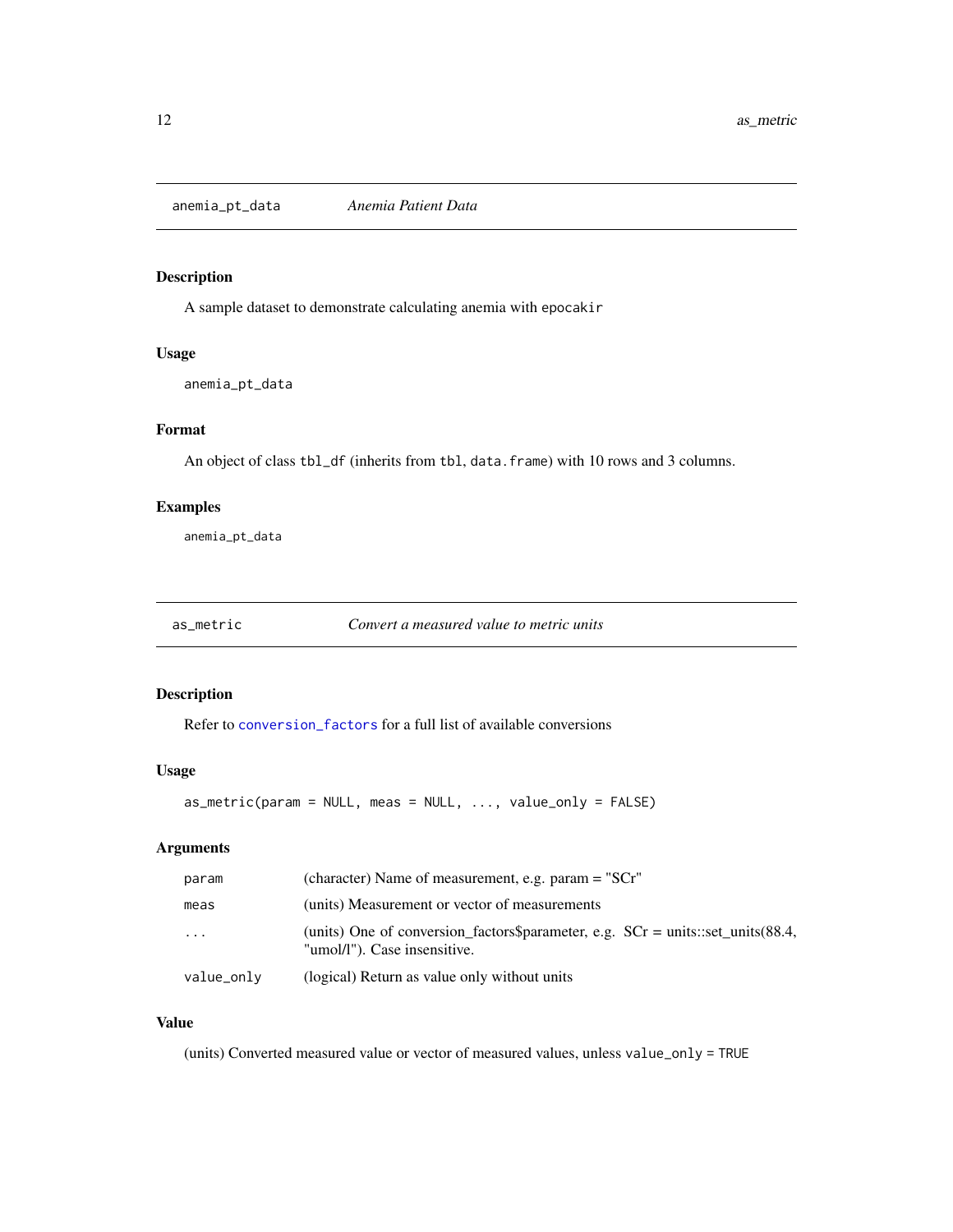## anemia_pt_data *Anemia Patient Data*

### Description

A sample dataset to demonstrate calculating anemia with `epocakir`

### Usage

```
anemia_pt_data
```

### Format

An object of class `tbl_df` (inherits from `tbl`, `data.frame`) with 10 rows and 3 columns.

### Examples

```
anemia_pt_data
```

## as_metric *Convert a measured value to metric units*

### Description

Refer to `conversion_factors` for a full list of available conversions

### Usage

```
as_metric(param = NULL, meas = NULL, ..., value_only = FALSE)
```

### Arguments

| | |
|---|---|
| `param` | (character) Name of measurement, e.g. param = "SCr" |
| `meas` | (units) Measurement or vector of measurements |
| `...` | (units) One of conversion_factors$parameter, e.g. SCr = units::set_units(88.4, "umol/l"). Case insensitive. |
| `value_only` | (logical) Return as value only without units |

### Value

(units) Converted measured value or vector of measured values, unless `value_only = TRUE`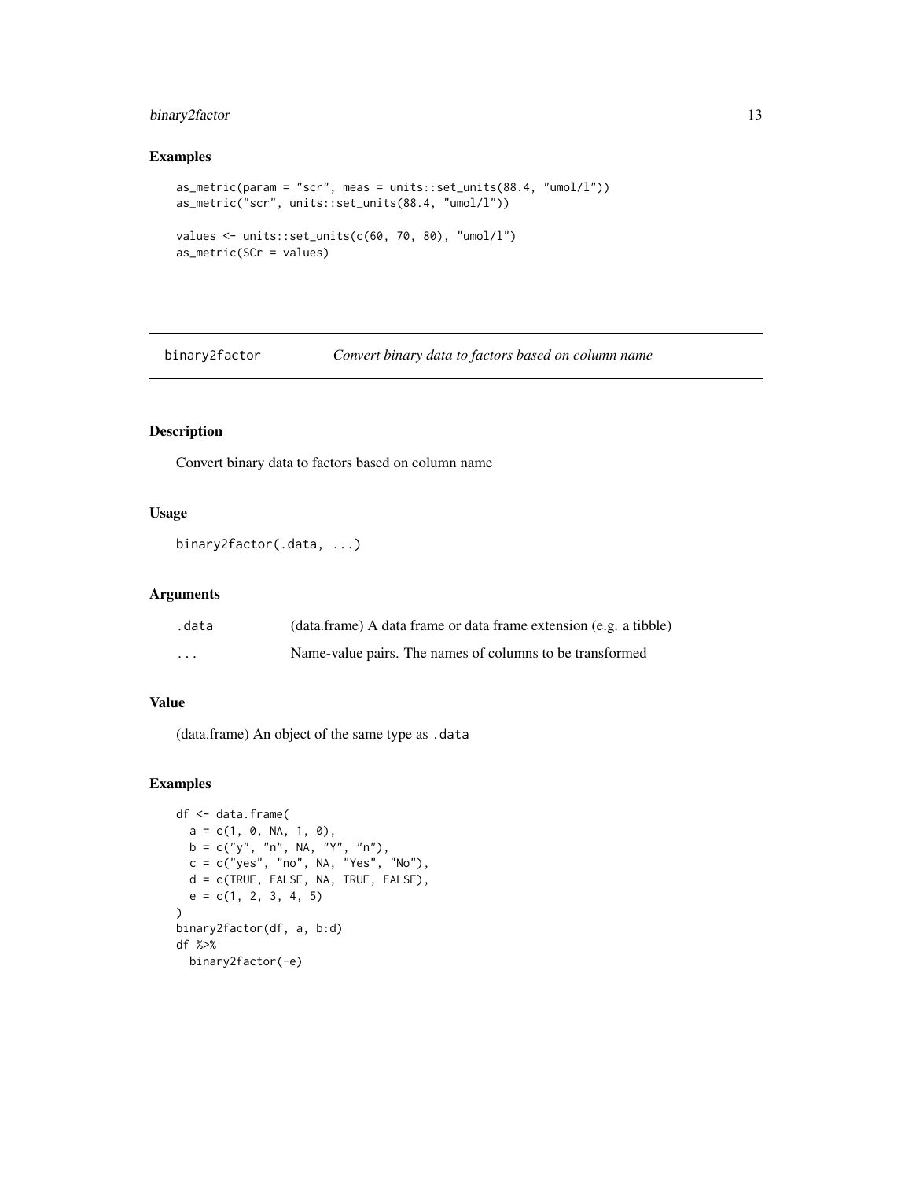## Examples

```
as_metric(param = "scr", meas = units::set_units(88.4, "umol/l"))
as_metric("scr", units::set_units(88.4, "umol/l"))

values <- units::set_units(c(60, 70, 80), "umol/l")
as_metric(SCr = values)
```

---

# binary2factor — *Convert binary data to factors based on column name*

---

## Description

Convert binary data to factors based on column name

## Usage

```
binary2factor(.data, ...)
```

## Arguments

| | |
|---|---|
| `.data` | (data.frame) A data frame or data frame extension (e.g. a tibble) |
| `...` | Name-value pairs. The names of columns to be transformed |

## Value

(data.frame) An object of the same type as `.data`

## Examples

```
df <- data.frame(
  a = c(1, 0, NA, 1, 0),
  b = c("y", "n", NA, "Y", "n"),
  c = c("yes", "no", NA, "Yes", "No"),
  d = c(TRUE, FALSE, NA, TRUE, FALSE),
  e = c(1, 2, 3, 4, 5)
)
binary2factor(df, a, b:d)
df %>%
  binary2factor(-e)
```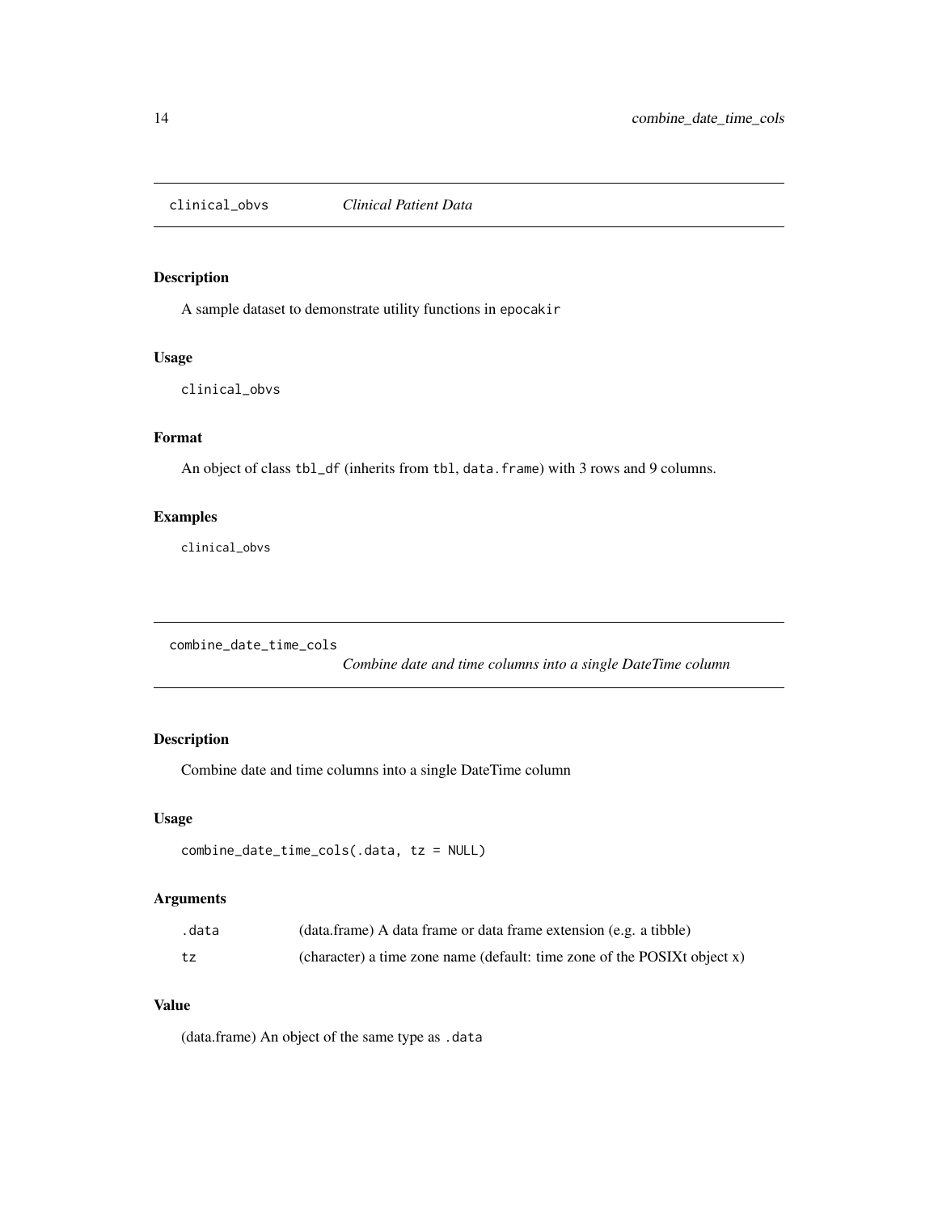## clinical_obvs *Clinical Patient Data*

### Description

A sample dataset to demonstrate utility functions in `epocakir`

### Usage

```
clinical_obvs
```

### Format

An object of class `tbl_df` (inherits from `tbl`, `data.frame`) with 3 rows and 9 columns.

### Examples

```
clinical_obvs
```

## combine_date_time_cols *Combine date and time columns into a single DateTime column*

### Description

Combine date and time columns into a single DateTime column

### Usage

```
combine_date_time_cols(.data, tz = NULL)
```

### Arguments

| | |
|---|---|
| `.data` | (data.frame) A data frame or data frame extension (e.g. a tibble) |
| `tz` | (character) a time zone name (default: time zone of the POSIXt object x) |

### Value

(data.frame) An object of the same type as `.data`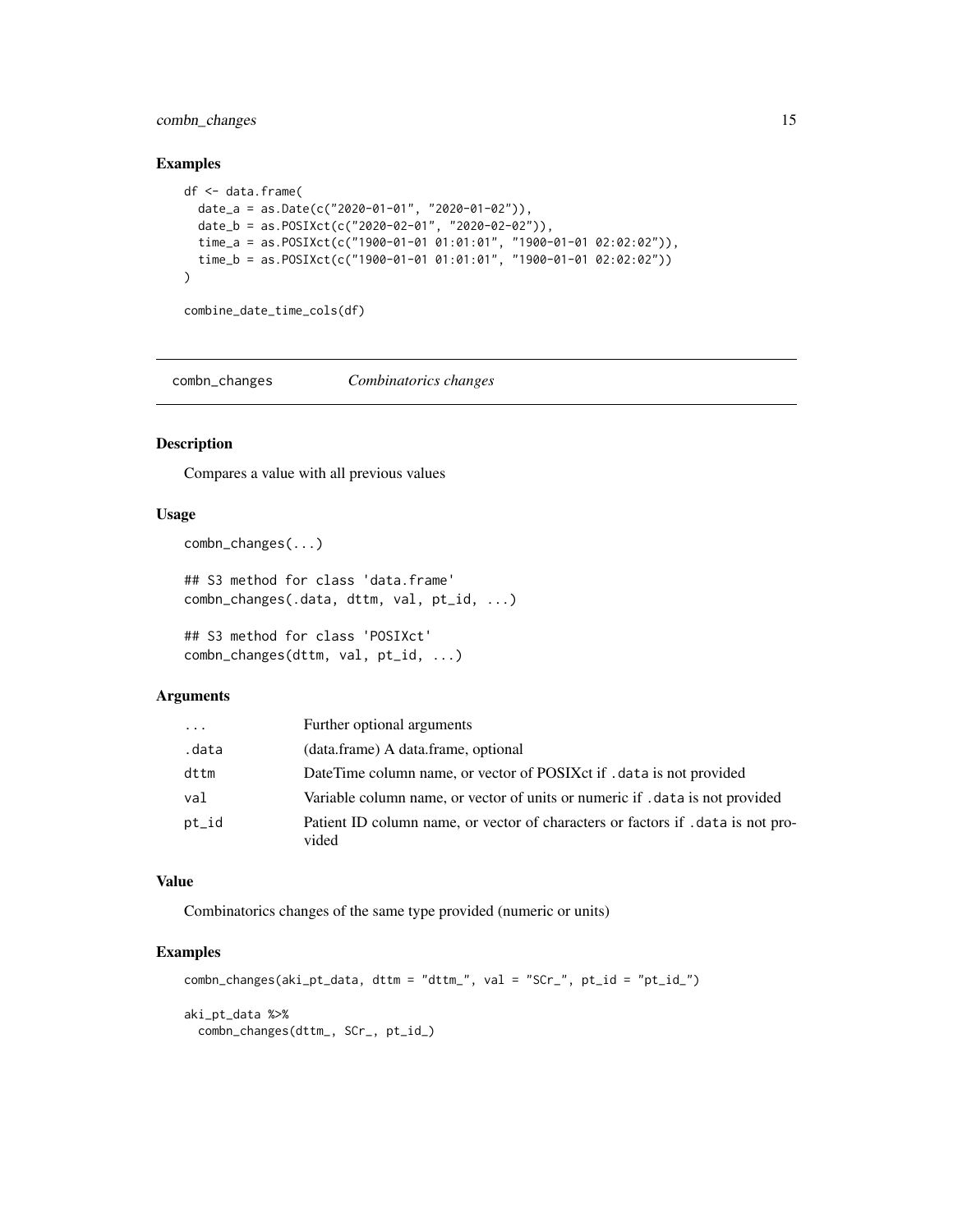### Examples

```
df <- data.frame(
  date_a = as.Date(c("2020-01-01", "2020-01-02")),
  date_b = as.POSIXct(c("2020-02-01", "2020-02-02")),
  time_a = as.POSIXct(c("1900-01-01 01:01:01", "1900-01-01 02:02:02")),
  time_b = as.POSIXct(c("1900-01-01 01:01:01", "1900-01-01 02:02:02"))
)

combine_date_time_cols(df)
```

---

## combn_changes *Combinatorics changes*

### Description

Compares a value with all previous values

### Usage

```
combn_changes(...)

## S3 method for class 'data.frame'
combn_changes(.data, dttm, val, pt_id, ...)

## S3 method for class 'POSIXct'
combn_changes(dttm, val, pt_id, ...)
```

### Arguments

| | |
|---|---|
| `...` | Further optional arguments |
| `.data` | (data.frame) A data.frame, optional |
| `dttm` | DateTime column name, or vector of POSIXct if `.data` is not provided |
| `val` | Variable column name, or vector of units or numeric if `.data` is not provided |
| `pt_id` | Patient ID column name, or vector of characters or factors if `.data` is not provided |

### Value

Combinatorics changes of the same type provided (numeric or units)

### Examples

```
combn_changes(aki_pt_data, dttm = "dttm_", val = "SCr_", pt_id = "pt_id_")

aki_pt_data %>%
  combn_changes(dttm_, SCr_, pt_id_)
```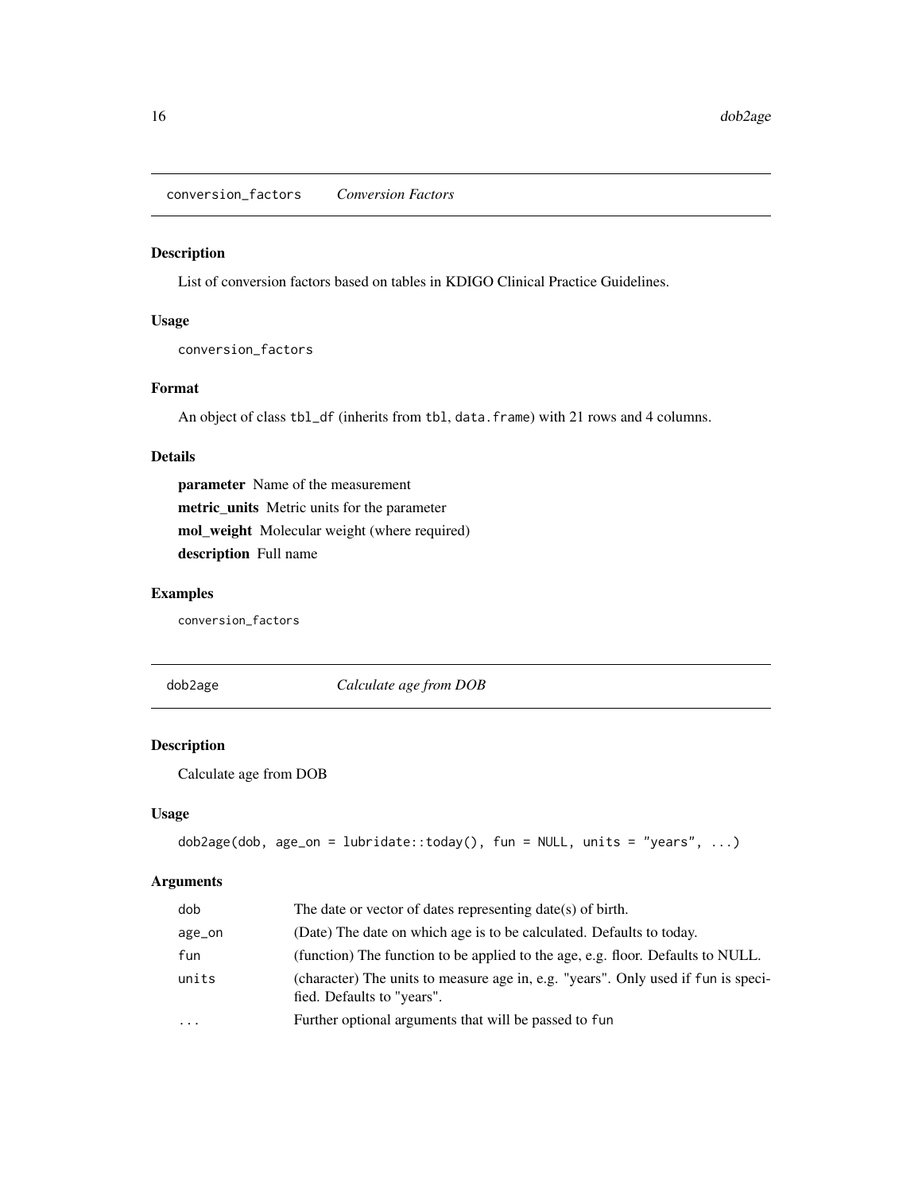## conversion_factors *Conversion Factors*

### Description

List of conversion factors based on tables in KDIGO Clinical Practice Guidelines.

### Usage

```
conversion_factors
```

### Format

An object of class `tbl_df` (inherits from `tbl`, `data.frame`) with 21 rows and 4 columns.

### Details

**parameter** Name of the measurement

**metric_units** Metric units for the parameter

**mol_weight** Molecular weight (where required)

**description** Full name

### Examples

```
conversion_factors
```

## dob2age *Calculate age from DOB*

### Description

Calculate age from DOB

### Usage

```
dob2age(dob, age_on = lubridate::today(), fun = NULL, units = "years", ...)
```

### Arguments

| | |
|---|---|
| dob | The date or vector of dates representing date(s) of birth. |
| age_on | (Date) The date on which age is to be calculated. Defaults to today. |
| fun | (function) The function to be applied to the age, e.g. floor. Defaults to NULL. |
| units | (character) The units to measure age in, e.g. "years". Only used if fun is specified. Defaults to "years". |
| ... | Further optional arguments that will be passed to fun |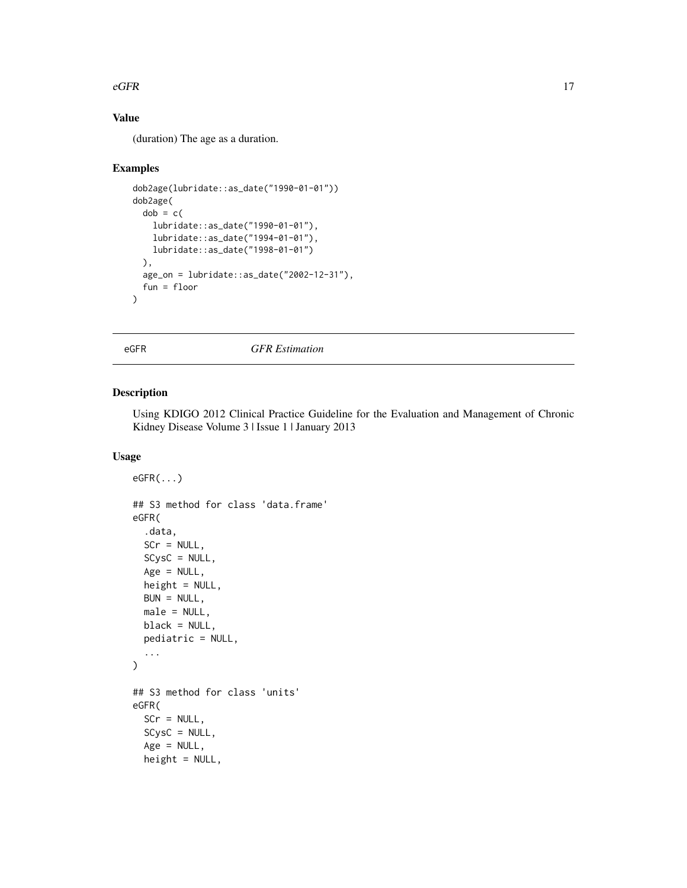## Value

(duration) The age as a duration.

## Examples

```
dob2age(lubridate::as_date("1990-01-01"))
dob2age(
  dob = c(
    lubridate::as_date("1990-01-01"),
    lubridate::as_date("1994-01-01"),
    lubridate::as_date("1998-01-01")
  ),
  age_on = lubridate::as_date("2002-12-31"),
  fun = floor
)
```

---

# eGFR *GFR Estimation*

## Description

Using KDIGO 2012 Clinical Practice Guideline for the Evaluation and Management of Chronic Kidney Disease Volume 3 | Issue 1 | January 2013

## Usage

```
eGFR(...)

## S3 method for class 'data.frame'
eGFR(
  .data,
  SCr = NULL,
  SCysC = NULL,
  Age = NULL,
  height = NULL,
  BUN = NULL,
  male = NULL,
  black = NULL,
  pediatric = NULL,
  ...
)

## S3 method for class 'units'
eGFR(
  SCr = NULL,
  SCysC = NULL,
  Age = NULL,
  height = NULL,
```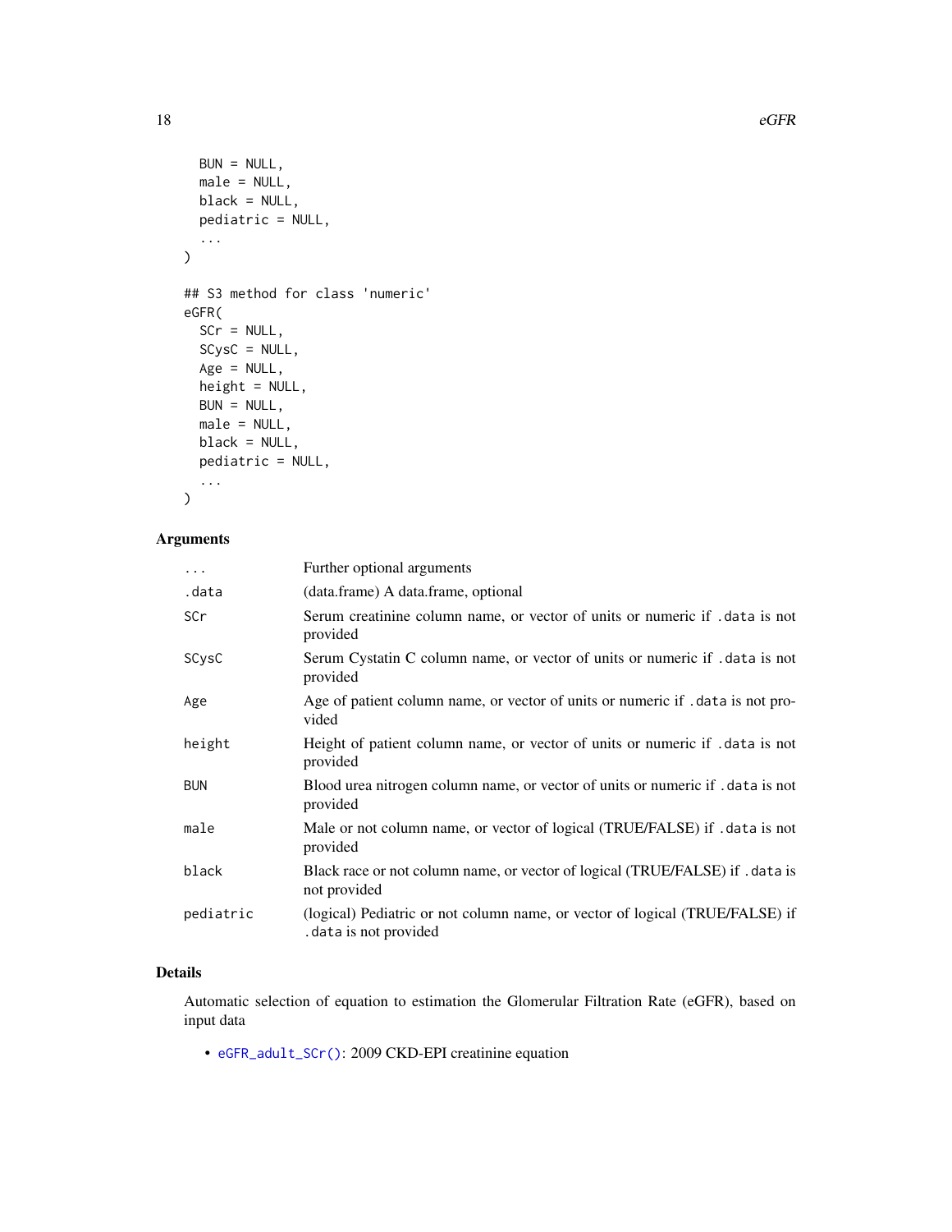```
  BUN = NULL,
  male = NULL,
  black = NULL,
  pediatric = NULL,
  ...
)

## S3 method for class 'numeric'
eGFR(
  SCr = NULL,
  SCysC = NULL,
  Age = NULL,
  height = NULL,
  BUN = NULL,
  male = NULL,
  black = NULL,
  pediatric = NULL,
  ...
)
```

## Arguments

| | |
|---|---|
| `...` | Further optional arguments |
| `.data` | (data.frame) A data.frame, optional |
| `SCr` | Serum creatinine column name, or vector of units or numeric if `.data` is not provided |
| `SCysC` | Serum Cystatin C column name, or vector of units or numeric if `.data` is not provided |
| `Age` | Age of patient column name, or vector of units or numeric if `.data` is not provided |
| `height` | Height of patient column name, or vector of units or numeric if `.data` is not provided |
| `BUN` | Blood urea nitrogen column name, or vector of units or numeric if `.data` is not provided |
| `male` | Male or not column name, or vector of logical (TRUE/FALSE) if `.data` is not provided |
| `black` | Black race or not column name, or vector of logical (TRUE/FALSE) if `.data` is not provided |
| `pediatric` | (logical) Pediatric or not column name, or vector of logical (TRUE/FALSE) if `.data` is not provided |

## Details

Automatic selection of equation to estimation the Glomerular Filtration Rate (eGFR), based on input data

- `eGFR_adult_SCr()`: 2009 CKD-EPI creatinine equation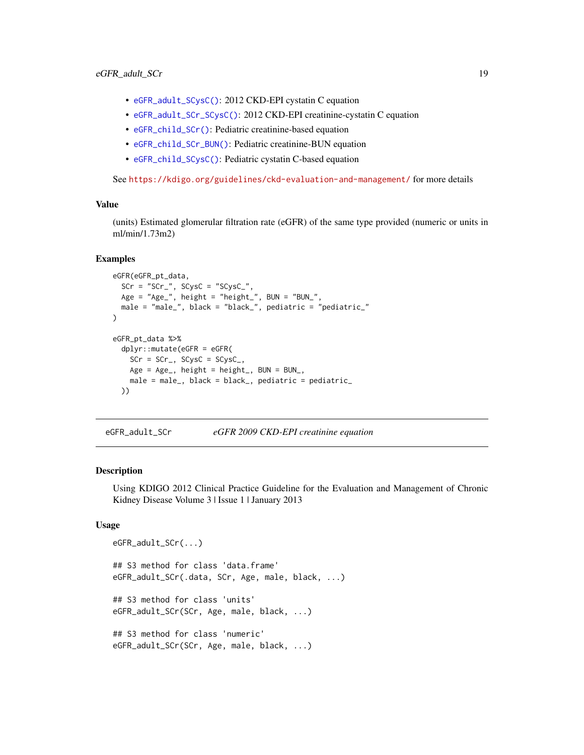- `eGFR_adult_SCysC()`: 2012 CKD-EPI cystatin C equation
- `eGFR_adult_SCr_SCysC()`: 2012 CKD-EPI creatinine-cystatin C equation
- `eGFR_child_SCr()`: Pediatric creatinine-based equation
- `eGFR_child_SCr_BUN()`: Pediatric creatinine-BUN equation
- `eGFR_child_SCysC()`: Pediatric cystatin C-based equation

See https://kdigo.org/guidelines/ckd-evaluation-and-management/ for more details

### Value

(units) Estimated glomerular filtration rate (eGFR) of the same type provided (numeric or units in ml/min/1.73m2)

### Examples

```
eGFR(eGFR_pt_data,
  SCr = "SCr_", SCysC = "SCysC_",
  Age = "Age_", height = "height_", BUN = "BUN_",
  male = "male_", black = "black_", pediatric = "pediatric_"
)

eGFR_pt_data %>%
  dplyr::mutate(eGFR = eGFR(
    SCr = SCr_, SCysC = SCysC_,
    Age = Age_, height = height_, BUN = BUN_,
    male = male_, black = black_, pediatric = pediatric_
  ))
```

---

## eGFR_adult_SCr — *eGFR 2009 CKD-EPI creatinine equation*

### Description

Using KDIGO 2012 Clinical Practice Guideline for the Evaluation and Management of Chronic Kidney Disease Volume 3 | Issue 1 | January 2013

### Usage

```
eGFR_adult_SCr(...)

## S3 method for class 'data.frame'
eGFR_adult_SCr(.data, SCr, Age, male, black, ...)

## S3 method for class 'units'
eGFR_adult_SCr(SCr, Age, male, black, ...)

## S3 method for class 'numeric'
eGFR_adult_SCr(SCr, Age, male, black, ...)
```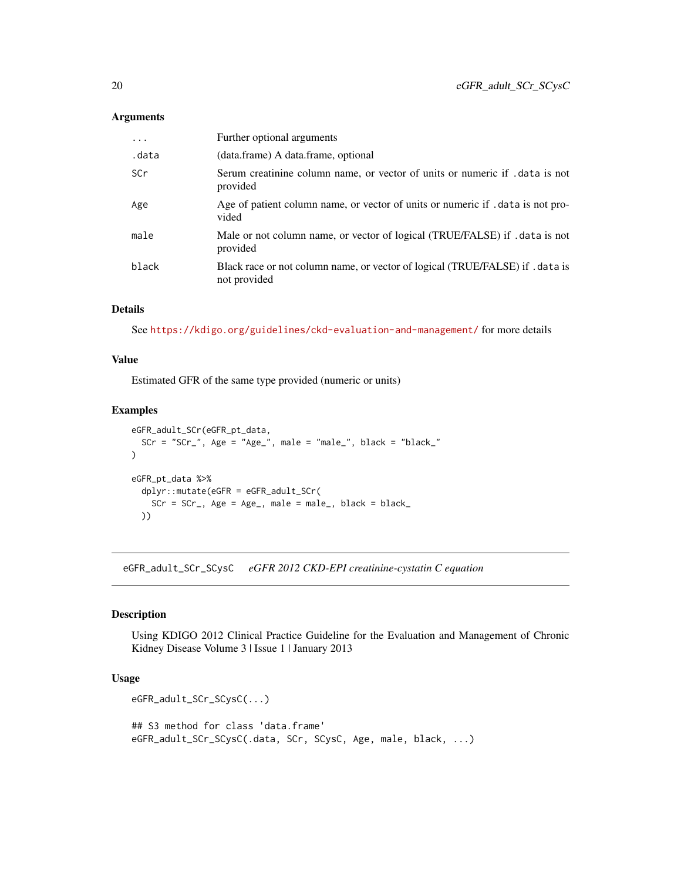### Arguments

| | |
|---|---|
| ... | Further optional arguments |
| .data | (data.frame) A data.frame, optional |
| SCr | Serum creatinine column name, or vector of units or numeric if .data is not provided |
| Age | Age of patient column name, or vector of units or numeric if .data is not provided |
| male | Male or not column name, or vector of logical (TRUE/FALSE) if .data is not provided |
| black | Black race or not column name, or vector of logical (TRUE/FALSE) if .data is not provided |

### Details

See https://kdigo.org/guidelines/ckd-evaluation-and-management/ for more details

### Value

Estimated GFR of the same type provided (numeric or units)

### Examples

```
eGFR_adult_SCr(eGFR_pt_data,
  SCr = "SCr_", Age = "Age_", male = "male_", black = "black_"
)

eGFR_pt_data %>%
  dplyr::mutate(eGFR = eGFR_adult_SCr(
    SCr = SCr_, Age = Age_, male = male_, black = black_
  ))
```

---

## eGFR_adult_SCr_SCysC *eGFR 2012 CKD-EPI creatinine-cystatin C equation*

---

### Description

Using KDIGO 2012 Clinical Practice Guideline for the Evaluation and Management of Chronic Kidney Disease Volume 3 | Issue 1 | January 2013

### Usage

```
eGFR_adult_SCr_SCysC(...)

## S3 method for class 'data.frame'
eGFR_adult_SCr_SCysC(.data, SCr, SCysC, Age, male, black, ...)
```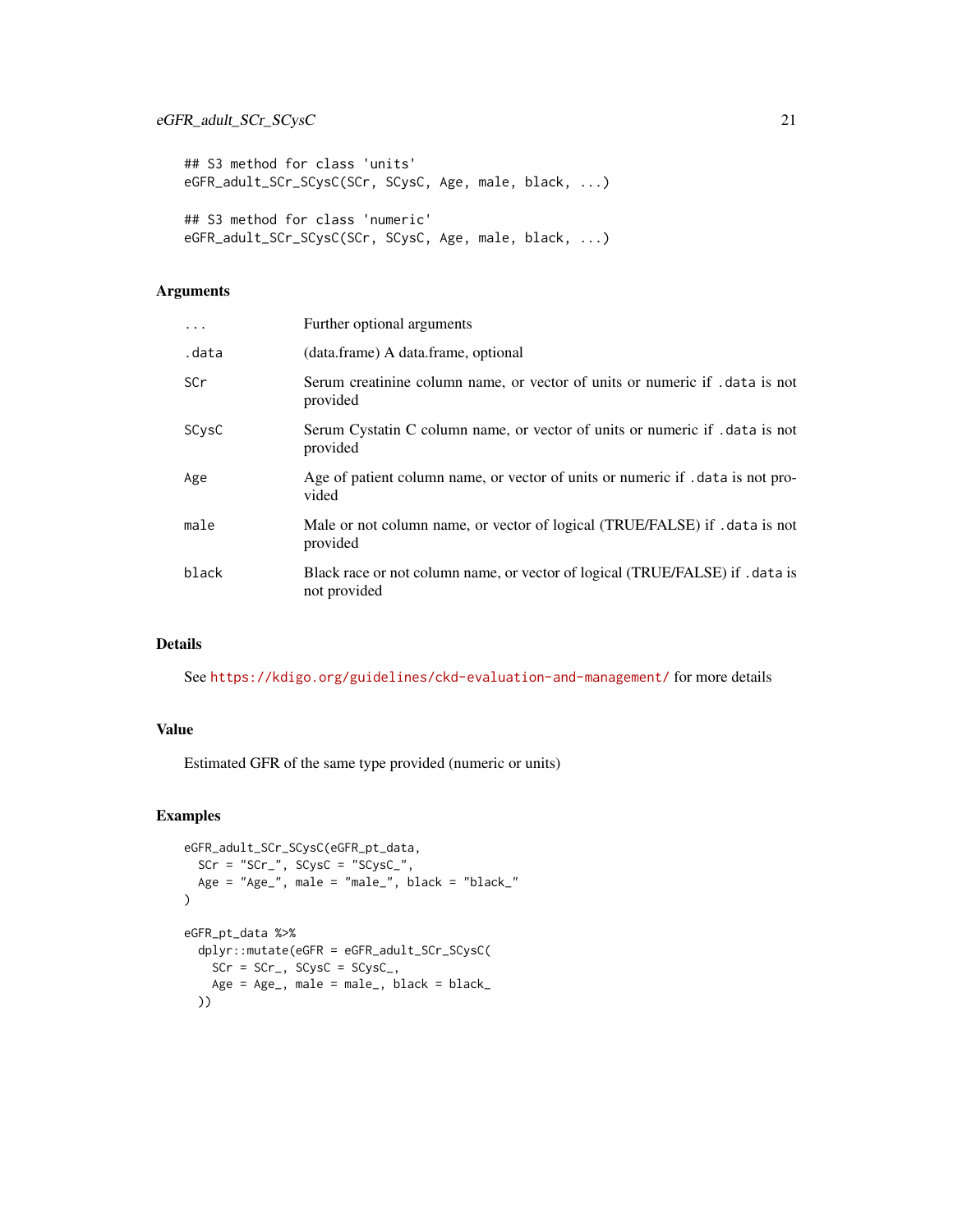```
## S3 method for class 'units'
eGFR_adult_SCr_SCysC(SCr, SCysC, Age, male, black, ...)

## S3 method for class 'numeric'
eGFR_adult_SCr_SCysC(SCr, SCysC, Age, male, black, ...)
```

### Arguments

| | |
|---|---|
| `...` | Further optional arguments |
| `.data` | (data.frame) A data.frame, optional |
| `SCr` | Serum creatinine column name, or vector of units or numeric if `.data` is not provided |
| `SCysC` | Serum Cystatin C column name, or vector of units or numeric if `.data` is not provided |
| `Age` | Age of patient column name, or vector of units or numeric if `.data` is not provided |
| `male` | Male or not column name, or vector of logical (TRUE/FALSE) if `.data` is not provided |
| `black` | Black race or not column name, or vector of logical (TRUE/FALSE) if `.data` is not provided |

### Details

See https://kdigo.org/guidelines/ckd-evaluation-and-management/ for more details

### Value

Estimated GFR of the same type provided (numeric or units)

### Examples

```
eGFR_adult_SCr_SCysC(eGFR_pt_data,
  SCr = "SCr_", SCysC = "SCysC_",
  Age = "Age_", male = "male_", black = "black_"
)

eGFR_pt_data %>%
  dplyr::mutate(eGFR = eGFR_adult_SCr_SCysC(
    SCr = SCr_, SCysC = SCysC_,
    Age = Age_, male = male_, black = black_
  ))
```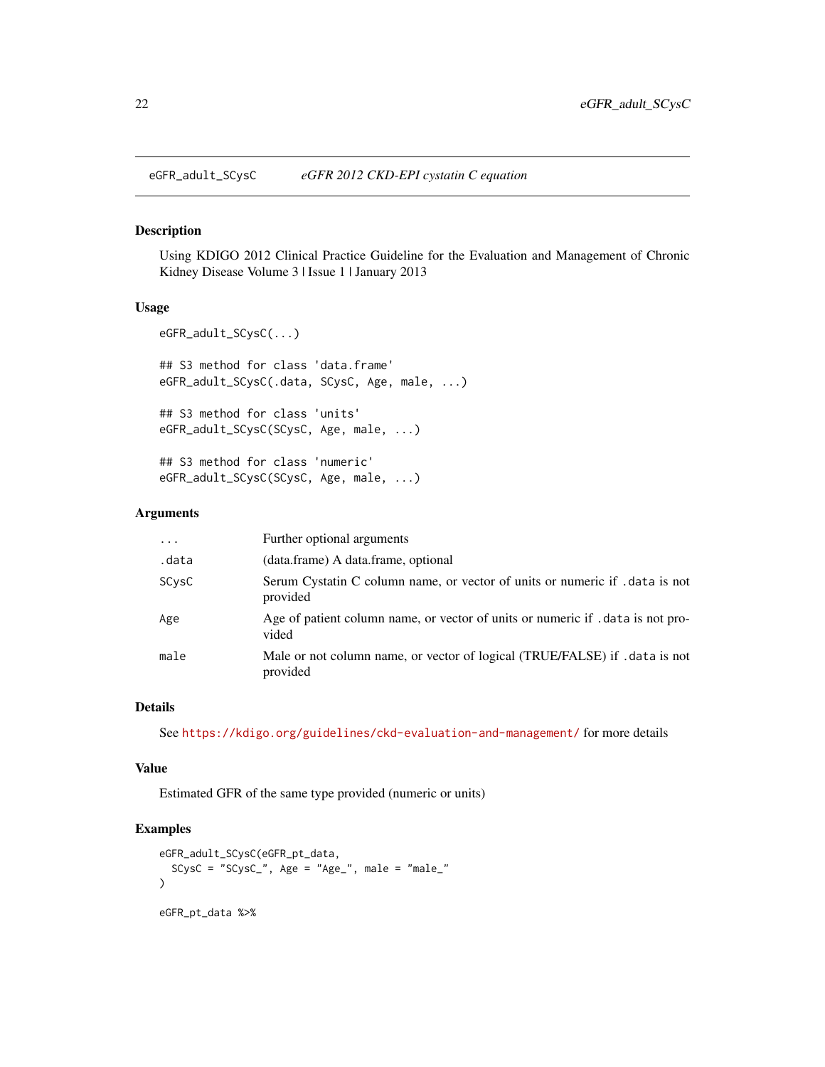## eGFR_adult_SCysC — *eGFR 2012 CKD-EPI cystatin C equation*

### Description

Using KDIGO 2012 Clinical Practice Guideline for the Evaluation and Management of Chronic Kidney Disease Volume 3 | Issue 1 | January 2013

### Usage

```
eGFR_adult_SCysC(...)

## S3 method for class 'data.frame'
eGFR_adult_SCysC(.data, SCysC, Age, male, ...)

## S3 method for class 'units'
eGFR_adult_SCysC(SCysC, Age, male, ...)

## S3 method for class 'numeric'
eGFR_adult_SCysC(SCysC, Age, male, ...)
```

### Arguments

| | |
|---|---|
| `...` | Further optional arguments |
| `.data` | (data.frame) A data.frame, optional |
| `SCysC` | Serum Cystatin C column name, or vector of units or numeric if `.data` is not provided |
| `Age` | Age of patient column name, or vector of units or numeric if `.data` is not provided |
| `male` | Male or not column name, or vector of logical (TRUE/FALSE) if `.data` is not provided |

### Details

See https://kdigo.org/guidelines/ckd-evaluation-and-management/ for more details

### Value

Estimated GFR of the same type provided (numeric or units)

### Examples

```
eGFR_adult_SCysC(eGFR_pt_data,
  SCysC = "SCysC_", Age = "Age_", male = "male_"
)

eGFR_pt_data %>%
```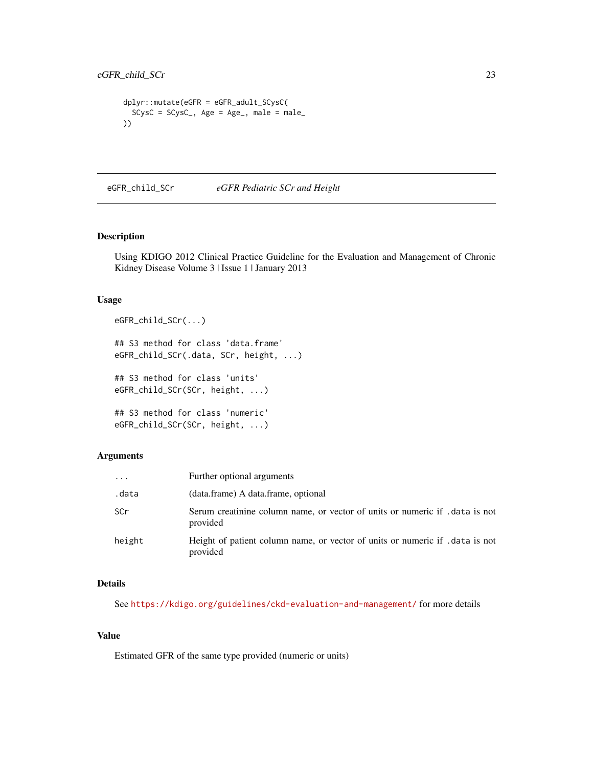```
  dplyr::mutate(eGFR = eGFR_adult_SCysC(
    SCysC = SCysC_, Age = Age_, male = male_
  ))
```

## eGFR_child_SCr *eGFR Pediatric SCr and Height*

### Description

Using KDIGO 2012 Clinical Practice Guideline for the Evaluation and Management of Chronic Kidney Disease Volume 3 | Issue 1 | January 2013

### Usage

```
eGFR_child_SCr(...)

## S3 method for class 'data.frame'
eGFR_child_SCr(.data, SCr, height, ...)

## S3 method for class 'units'
eGFR_child_SCr(SCr, height, ...)

## S3 method for class 'numeric'
eGFR_child_SCr(SCr, height, ...)
```

### Arguments

| | |
|---|---|
| `...` | Further optional arguments |
| `.data` | (data.frame) A data.frame, optional |
| `SCr` | Serum creatinine column name, or vector of units or numeric if `.data` is not provided |
| `height` | Height of patient column name, or vector of units or numeric if `.data` is not provided |

### Details

See https://kdigo.org/guidelines/ckd-evaluation-and-management/ for more details

### Value

Estimated GFR of the same type provided (numeric or units)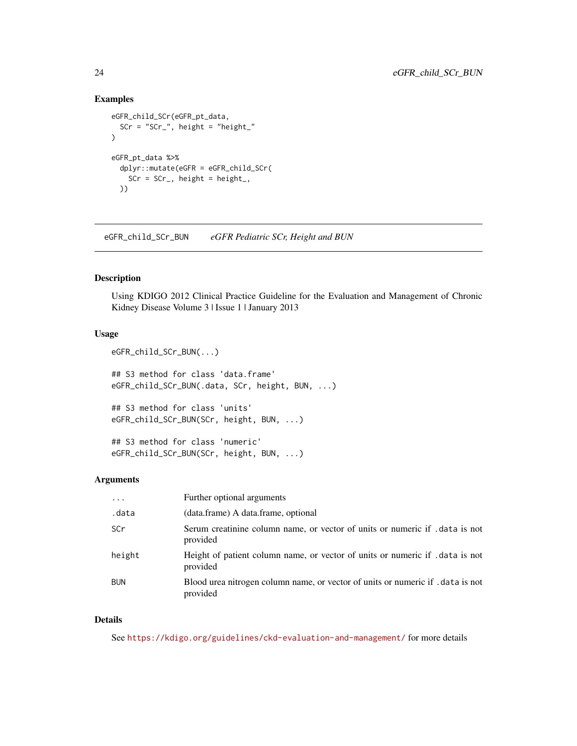## Examples

```
eGFR_child_SCr(eGFR_pt_data,
  SCr = "SCr_", height = "height_"
)

eGFR_pt_data %>%
  dplyr::mutate(eGFR = eGFR_child_SCr(
    SCr = SCr_, height = height_,
  ))
```

---

# eGFR_child_SCr_BUN &nbsp;&nbsp;&nbsp; *eGFR Pediatric SCr, Height and BUN*

---

## Description

Using KDIGO 2012 Clinical Practice Guideline for the Evaluation and Management of Chronic Kidney Disease Volume 3 | Issue 1 | January 2013

## Usage

```
eGFR_child_SCr_BUN(...)

## S3 method for class 'data.frame'
eGFR_child_SCr_BUN(.data, SCr, height, BUN, ...)

## S3 method for class 'units'
eGFR_child_SCr_BUN(SCr, height, BUN, ...)

## S3 method for class 'numeric'
eGFR_child_SCr_BUN(SCr, height, BUN, ...)
```

## Arguments

| | |
|---|---|
| `...` | Further optional arguments |
| `.data` | (data.frame) A data.frame, optional |
| `SCr` | Serum creatinine column name, or vector of units or numeric if `.data` is not provided |
| `height` | Height of patient column name, or vector of units or numeric if `.data` is not provided |
| `BUN` | Blood urea nitrogen column name, or vector of units or numeric if `.data` is not provided |

## Details

See https://kdigo.org/guidelines/ckd-evaluation-and-management/ for more details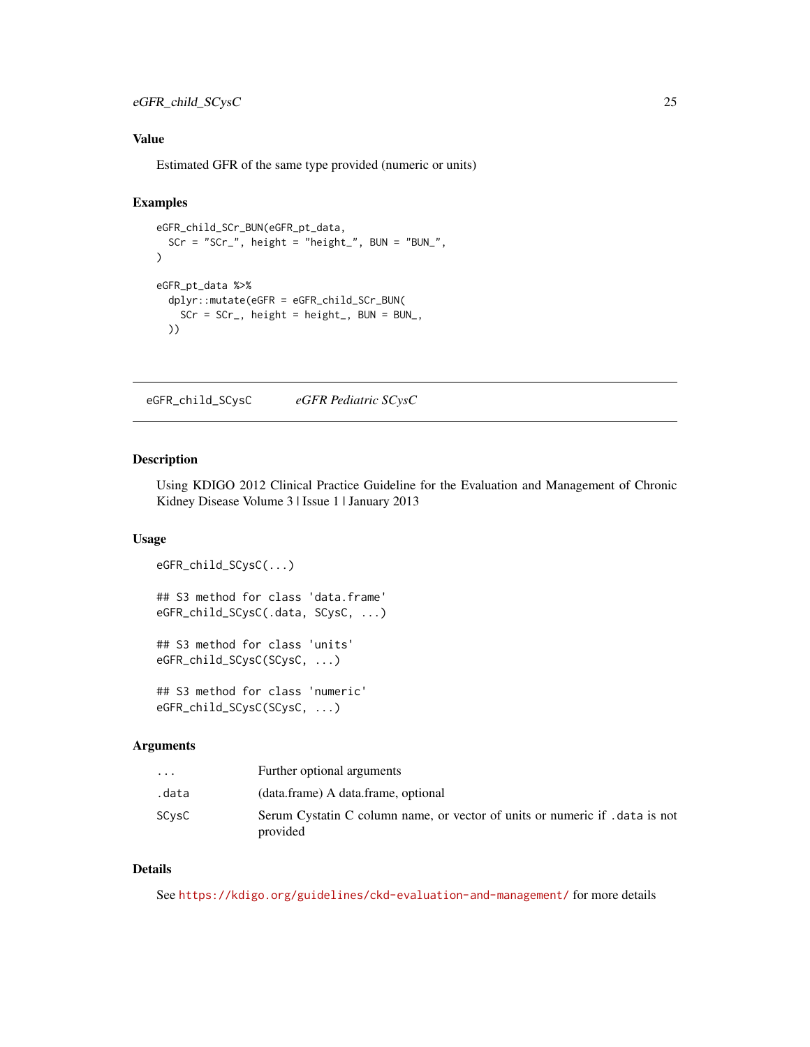### Value

Estimated GFR of the same type provided (numeric or units)

### Examples

```
eGFR_child_SCr_BUN(eGFR_pt_data,
  SCr = "SCr_", height = "height_", BUN = "BUN_",
)

eGFR_pt_data %>%
  dplyr::mutate(eGFR = eGFR_child_SCr_BUN(
    SCr = SCr_, height = height_, BUN = BUN_,
  ))
```

---

## eGFR_child_SCysC &nbsp;&nbsp;&nbsp; *eGFR Pediatric SCysC*

---

### Description

Using KDIGO 2012 Clinical Practice Guideline for the Evaluation and Management of Chronic Kidney Disease Volume 3 | Issue 1 | January 2013

### Usage

```
eGFR_child_SCysC(...)

## S3 method for class 'data.frame'
eGFR_child_SCysC(.data, SCysC, ...)

## S3 method for class 'units'
eGFR_child_SCysC(SCysC, ...)

## S3 method for class 'numeric'
eGFR_child_SCysC(SCysC, ...)
```

### Arguments

| | |
|---|---|
| `...` | Further optional arguments |
| `.data` | (data.frame) A data.frame, optional |
| `SCysC` | Serum Cystatin C column name, or vector of units or numeric if `.data` is not provided |

### Details

See https://kdigo.org/guidelines/ckd-evaluation-and-management/ for more details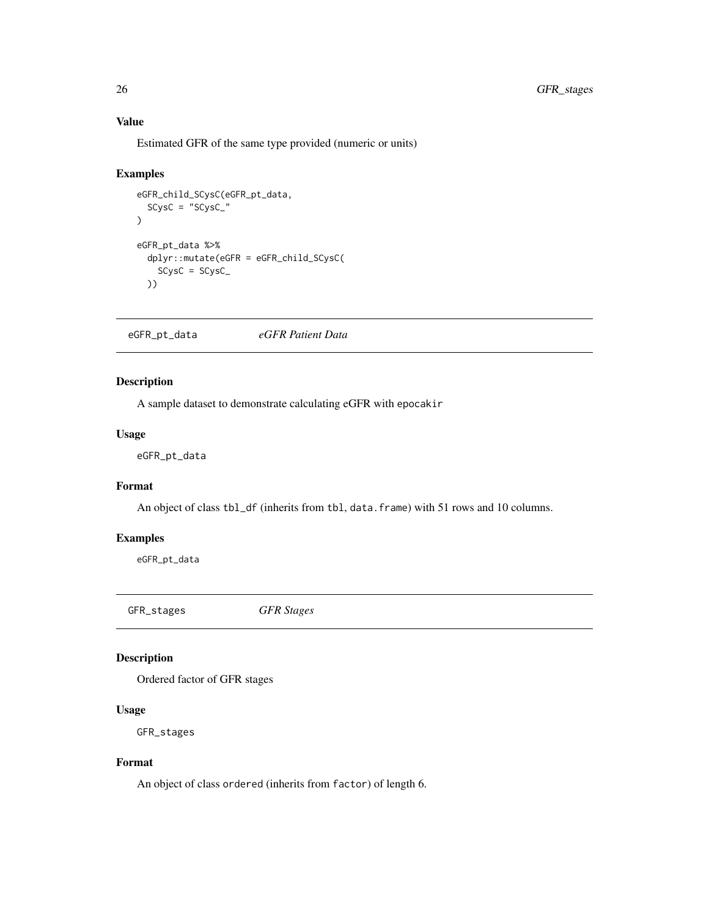## Value

Estimated GFR of the same type provided (numeric or units)

## Examples

```
eGFR_child_SCysC(eGFR_pt_data,
  SCysC = "SCysC_"
)

eGFR_pt_data %>%
  dplyr::mutate(eGFR = eGFR_child_SCysC(
    SCysC = SCysC_
  ))
```

---

# eGFR_pt_data *eGFR Patient Data*

## Description

A sample dataset to demonstrate calculating eGFR with `epocakir`

## Usage

```
eGFR_pt_data
```

## Format

An object of class `tbl_df` (inherits from `tbl`, `data.frame`) with 51 rows and 10 columns.

## Examples

```
eGFR_pt_data
```

---

# GFR_stages *GFR Stages*

## Description

Ordered factor of GFR stages

## Usage

```
GFR_stages
```

## Format

An object of class `ordered` (inherits from `factor`) of length 6.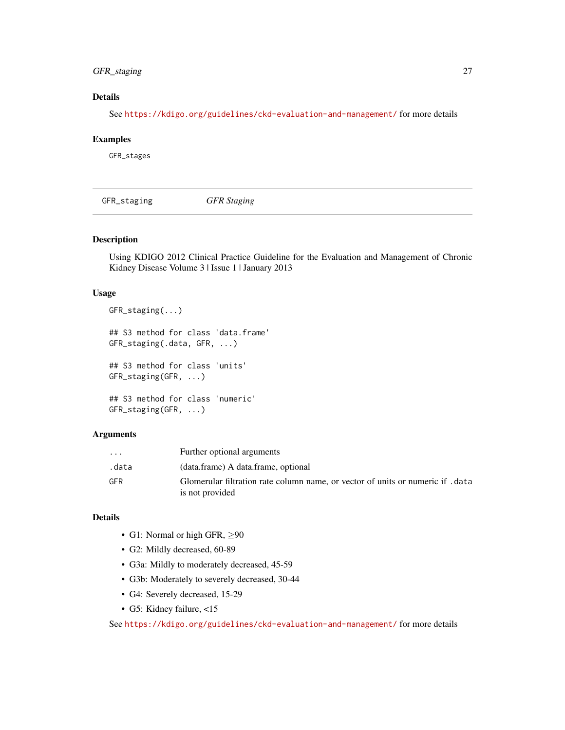### Details

See https://kdigo.org/guidelines/ckd-evaluation-and-management/ for more details

### Examples

```
GFR_stages
```

---

## GFR_staging — *GFR Staging*

---

### Description

Using KDIGO 2012 Clinical Practice Guideline for the Evaluation and Management of Chronic Kidney Disease Volume 3 | Issue 1 | January 2013

### Usage

```
GFR_staging(...)

## S3 method for class 'data.frame'
GFR_staging(.data, GFR, ...)

## S3 method for class 'units'
GFR_staging(GFR, ...)

## S3 method for class 'numeric'
GFR_staging(GFR, ...)
```

### Arguments

| | |
|---|---|
| `...` | Further optional arguments |
| `.data` | (data.frame) A data.frame, optional |
| `GFR` | Glomerular filtration rate column name, or vector of units or numeric if `.data` is not provided |

### Details

- G1: Normal or high GFR, $\geq$90
- G2: Mildly decreased, 60-89
- G3a: Mildly to moderately decreased, 45-59
- G3b: Moderately to severely decreased, 30-44
- G4: Severely decreased, 15-29
- G5: Kidney failure, <15

See https://kdigo.org/guidelines/ckd-evaluation-and-management/ for more details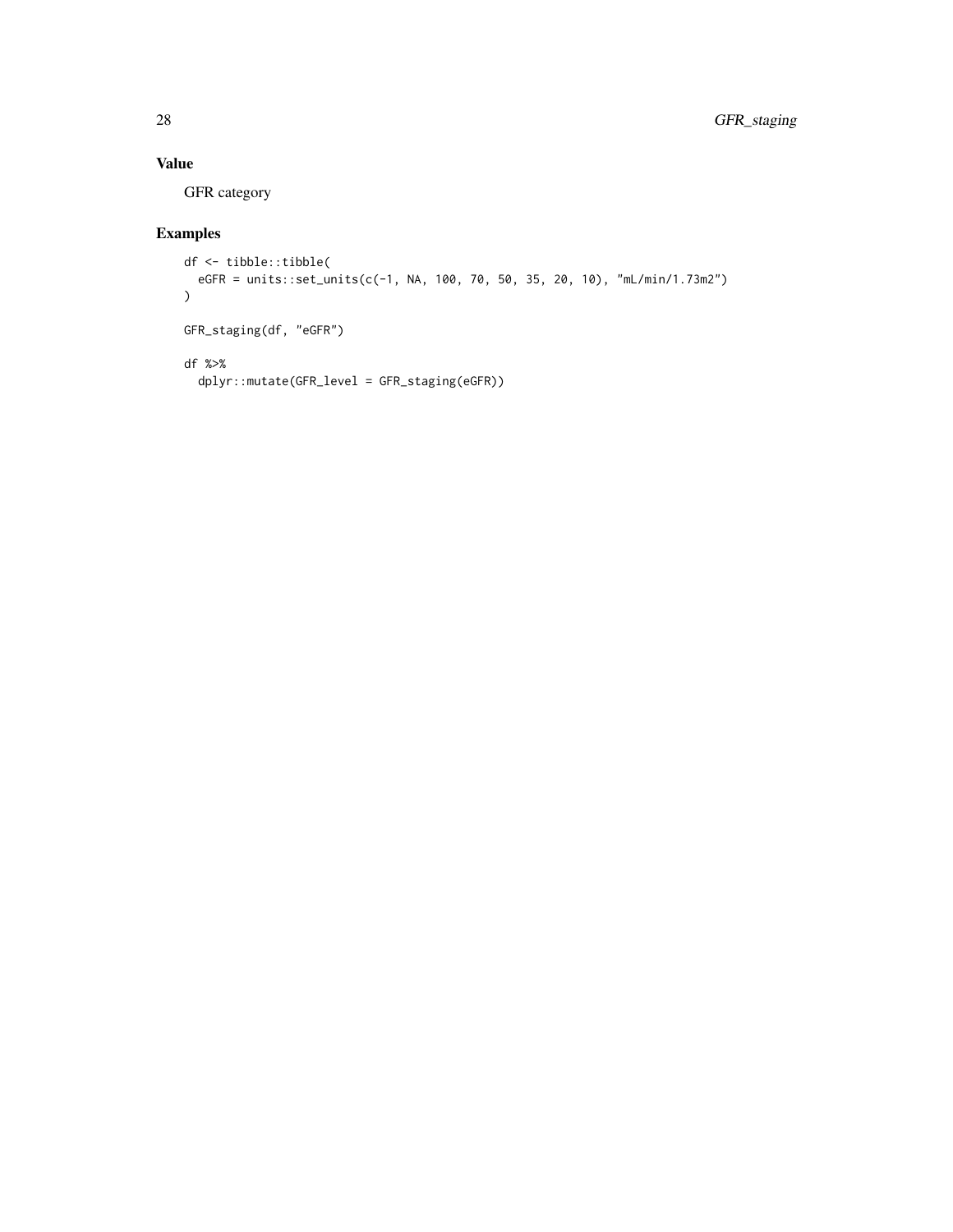## Value

GFR category

## Examples

```
df <- tibble::tibble(
  eGFR = units::set_units(c(-1, NA, 100, 70, 50, 35, 20, 10), "mL/min/1.73m2")
)

GFR_staging(df, "eGFR")

df %>%
  dplyr::mutate(GFR_level = GFR_staging(eGFR))
```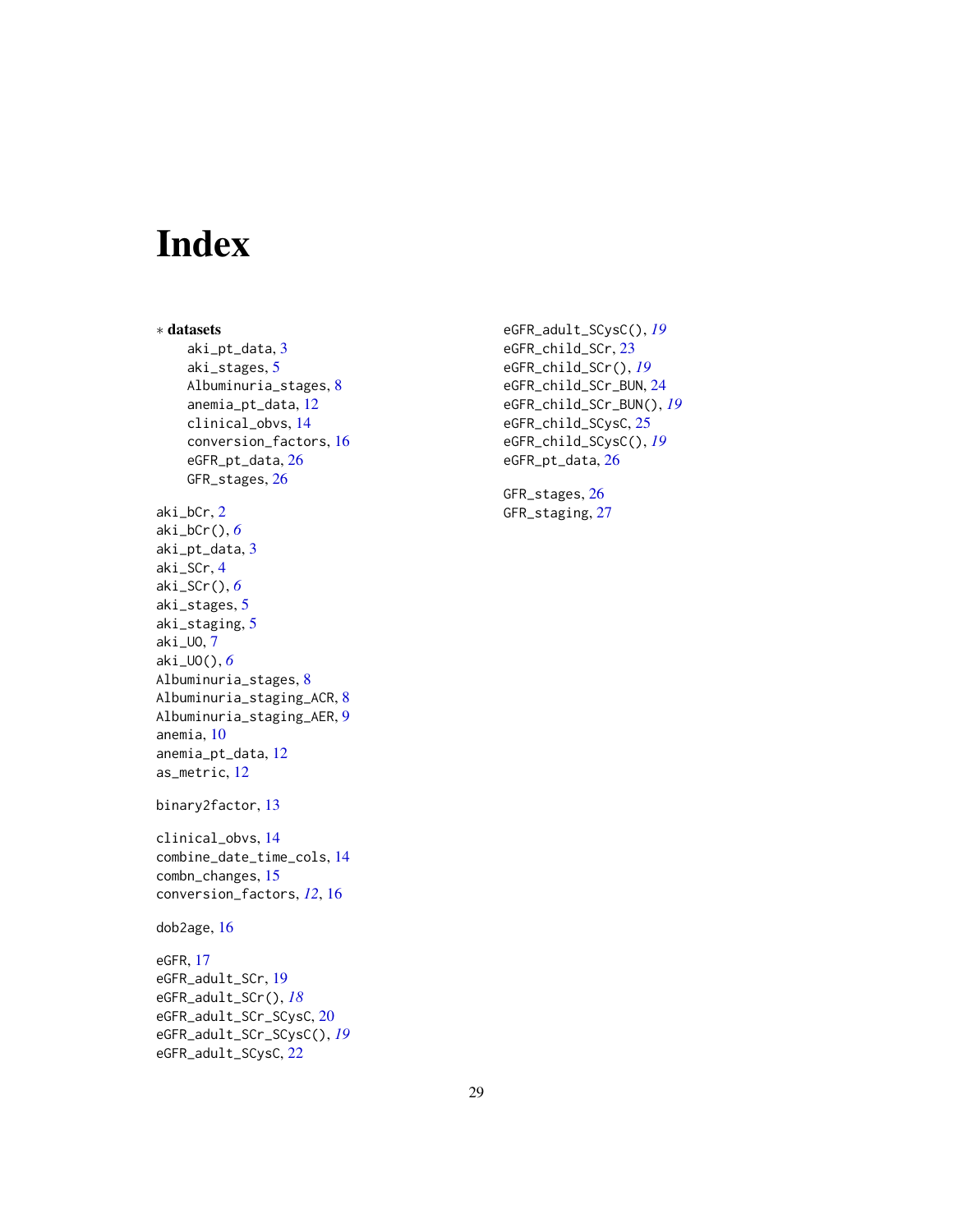# Index

∗ **datasets**

- aki_pt_data, 3
- aki_stages, 5
- Albuminuria_stages, 8
- anemia_pt_data, 12
- clinical_obvs, 14
- conversion_factors, 16
- eGFR_pt_data, 26
- GFR_stages, 26

aki_bCr, 2
aki_bCr(), *6*
aki_pt_data, 3
aki_SCr, 4
aki_SCr(), *6*
aki_stages, 5
aki_staging, 5
aki_UO, 7
aki_UO(), *6*
Albuminuria_stages, 8
Albuminuria_staging_ACR, 8
Albuminuria_staging_AER, 9
anemia, 10
anemia_pt_data, 12
as_metric, 12

binary2factor, 13

clinical_obvs, 14
combine_date_time_cols, 14
combn_changes, 15
conversion_factors, *12*, 16

dob2age, 16

eGFR, 17
eGFR_adult_SCr, 19
eGFR_adult_SCr(), *18*
eGFR_adult_SCr_SCysC, 20
eGFR_adult_SCr_SCysC(), *19*
eGFR_adult_SCysC, 22
eGFR_adult_SCysC(), *19*
eGFR_child_SCr, 23
eGFR_child_SCr(), *19*
eGFR_child_SCr_BUN, 24
eGFR_child_SCr_BUN(), *19*
eGFR_child_SCysC, 25
eGFR_child_SCysC(), *19*
eGFR_pt_data, 26

GFR_stages, 26
GFR_staging, 27